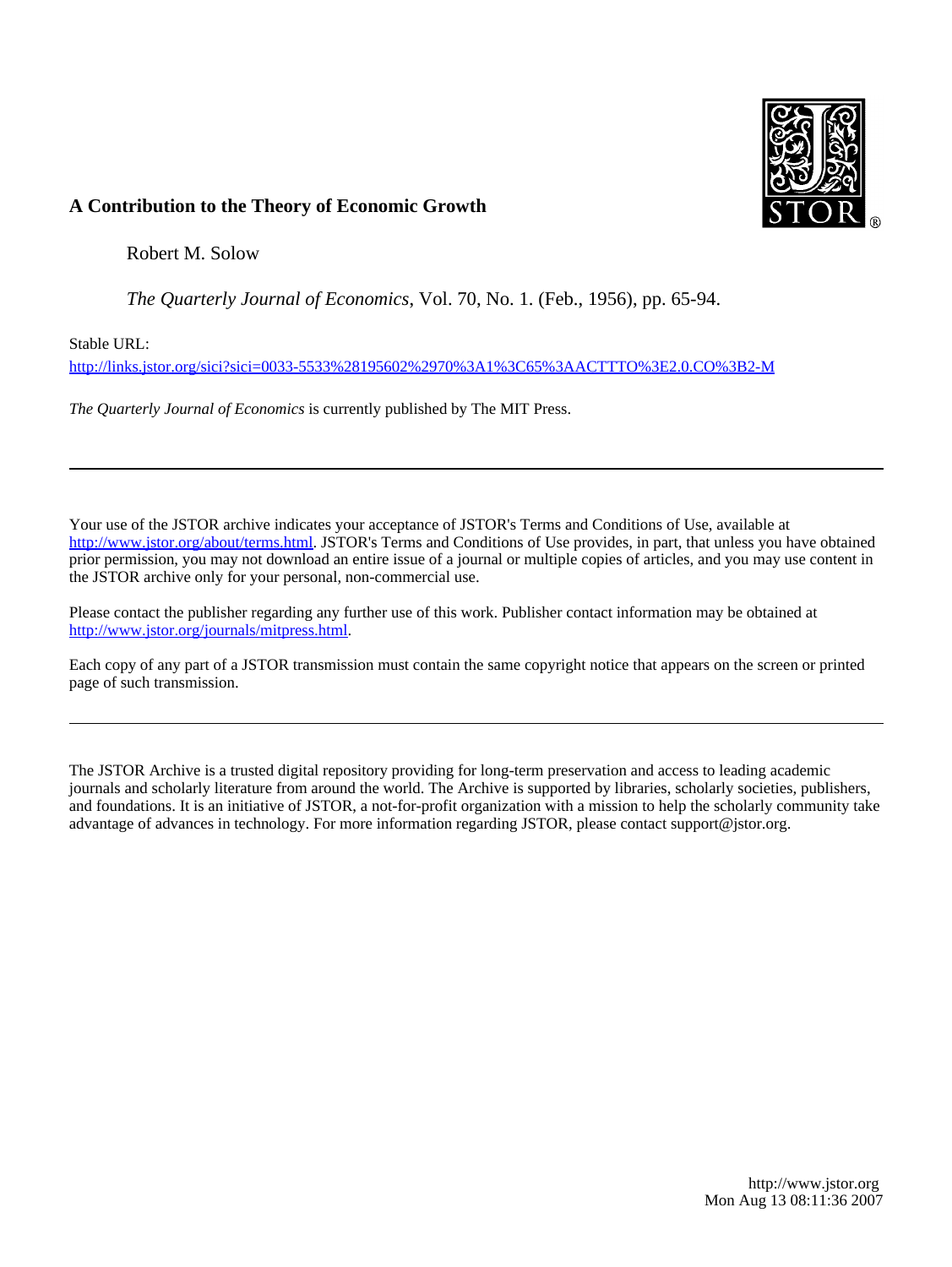**A Contribution to the Theory of Economic Growth**

Robert M. Solow

*The Quarterly Journal of Economics*, Vol. 70, No. 1. (Feb., 1956), pp. 65-94.

Stable URL:

http://links.jstor.org/sici?sici=0033-5533%28195602%2970%3A1%3C65%3AACTTTO%3E2.0.CO%3B2-M

*The Quarterly Journal of Economics* is currently published by The MIT Press.

---

Your use of the JSTOR archive indicates your acceptance of JSTOR's Terms and Conditions of Use, available at http://www.jstor.org/about/terms.html. JSTOR's Terms and Conditions of Use provides, in part, that unless you have obtained prior permission, you may not download an entire issue of a journal or multiple copies of articles, and you may use content in the JSTOR archive only for your personal, non-commercial use.

Please contact the publisher regarding any further use of this work. Publisher contact information may be obtained at http://www.jstor.org/journals/mitpress.html.

Each copy of any part of a JSTOR transmission must contain the same copyright notice that appears on the screen or printed page of such transmission.

---

The JSTOR Archive is a trusted digital repository providing for long-term preservation and access to leading academic journals and scholarly literature from around the world. The Archive is supported by libraries, scholarly societies, publishers, and foundations. It is an initiative of JSTOR, a not-for-profit organization with a mission to help the scholarly community take advantage of advances in technology. For more information regarding JSTOR, please contact support@jstor.org.

http://www.jstor.org
Mon Aug 13 08:11:36 2007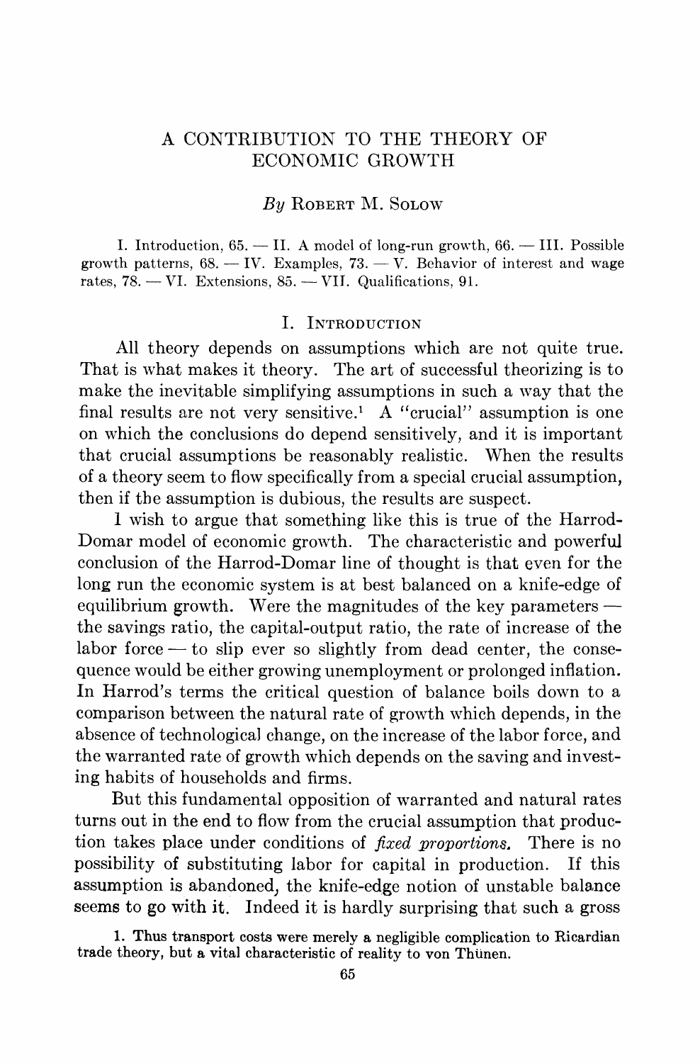# A CONTRIBUTION TO THE THEORY OF ECONOMIC GROWTH

*By* Robert M. Solow

I. Introduction, 65. — II. A model of long-run growth, 66. — III. Possible growth patterns, 68. — IV. Examples, 73. — V. Behavior of interest and wage rates, 78. — VI. Extensions, 85. — VII. Qualifications, 91.

## I. Introduction

All theory depends on assumptions which are not quite true. That is what makes it theory. The art of successful theorizing is to make the inevitable simplifying assumptions in such a way that the final results are not very sensitive.[1] A "crucial" assumption is one on which the conclusions do depend sensitively, and it is important that crucial assumptions be reasonably realistic. When the results of a theory seem to flow specifically from a special crucial assumption, then if the assumption is dubious, the results are suspect.

I wish to argue that something like this is true of the Harrod-Domar model of economic growth. The characteristic and powerful conclusion of the Harrod-Domar line of thought is that even for the long run the economic system is at best balanced on a knife-edge of equilibrium growth. Were the magnitudes of the key parameters — the savings ratio, the capital-output ratio, the rate of increase of the labor force — to slip ever so slightly from dead center, the consequence would be either growing unemployment or prolonged inflation. In Harrod's terms the critical question of balance boils down to a comparison between the natural rate of growth which depends, in the absence of technological change, on the increase of the labor force, and the warranted rate of growth which depends on the saving and investing habits of households and firms.

But this fundamental opposition of warranted and natural rates turns out in the end to flow from the crucial assumption that production takes place under conditions of *fixed proportions.* There is no possibility of substituting labor for capital in production. If this assumption is abandoned, the knife-edge notion of unstable balance seems to go with it. Indeed it is hardly surprising that such a gross

1. Thus transport costs were merely a negligible complication to Ricardian trade theory, but a vital characteristic of reality to von Thünen.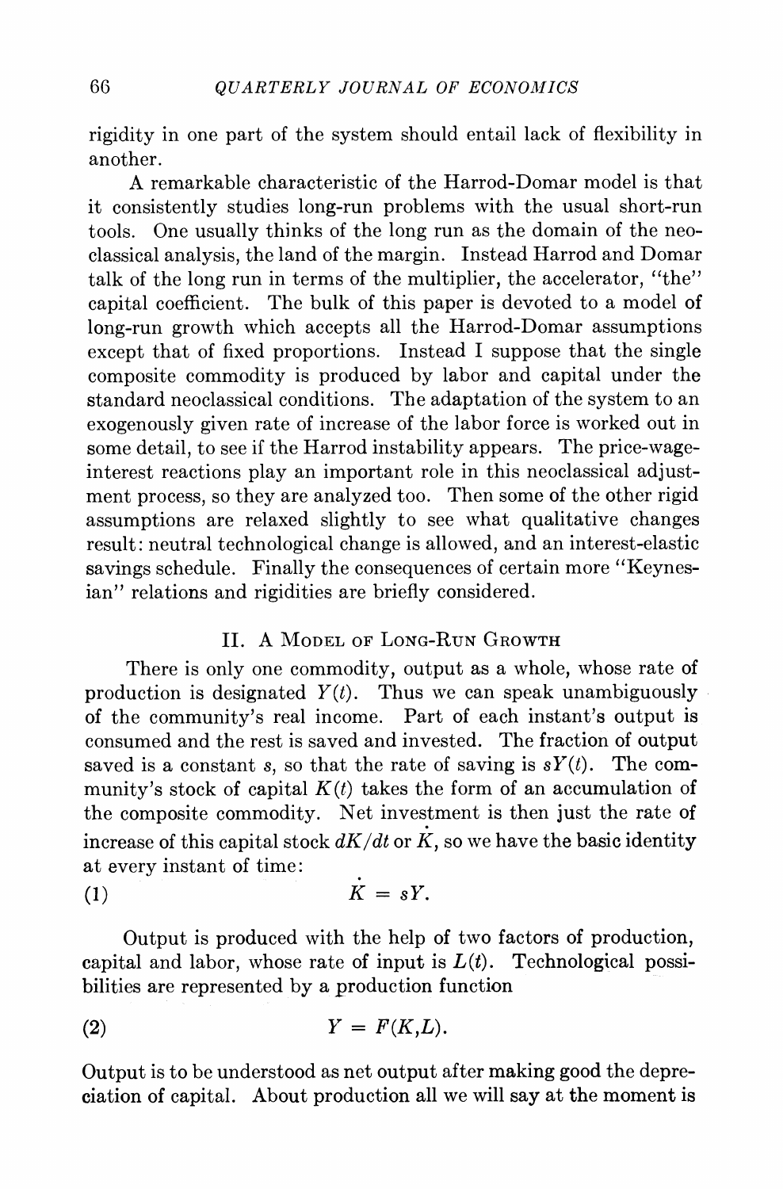rigidity in one part of the system should entail lack of flexibility in another.

A remarkable characteristic of the Harrod-Domar model is that it consistently studies long-run problems with the usual short-run tools. One usually thinks of the long run as the domain of the neoclassical analysis, the land of the margin. Instead Harrod and Domar talk of the long run in terms of the multiplier, the accelerator, "the" capital coefficient. The bulk of this paper is devoted to a model of long-run growth which accepts all the Harrod-Domar assumptions except that of fixed proportions. Instead I suppose that the single composite commodity is produced by labor and capital under the standard neoclassical conditions. The adaptation of the system to an exogenously given rate of increase of the labor force is worked out in some detail, to see if the Harrod instability appears. The price-wage-interest reactions play an important role in this neoclassical adjustment process, so they are analyzed too. Then some of the other rigid assumptions are relaxed slightly to see what qualitative changes result: neutral technological change is allowed, and an interest-elastic savings schedule. Finally the consequences of certain more "Keynesian" relations and rigidities are briefly considered.

## II. A Model of Long-Run Growth

There is only one commodity, output as a whole, whose rate of production is designated $Y(t)$. Thus we can speak unambiguously of the community's real income. Part of each instant's output is consumed and the rest is saved and invested. The fraction of output saved is a constant $s$, so that the rate of saving is $sY(t)$. The community's stock of capital $K(t)$ takes the form of an accumulation of the composite commodity. Net investment is then just the rate of increase of this capital stock $dK/dt$ or $\dot{K}$, so we have the basic identity at every instant of time:

$$\dot{K} = sY. \tag{1}$$

Output is produced with the help of two factors of production, capital and labor, whose rate of input is $L(t)$. Technological possibilities are represented by a production function

$$Y = F(K,L). \tag{2}$$

Output is to be understood as net output after making good the depreciation of capital. About production all we will say at the moment is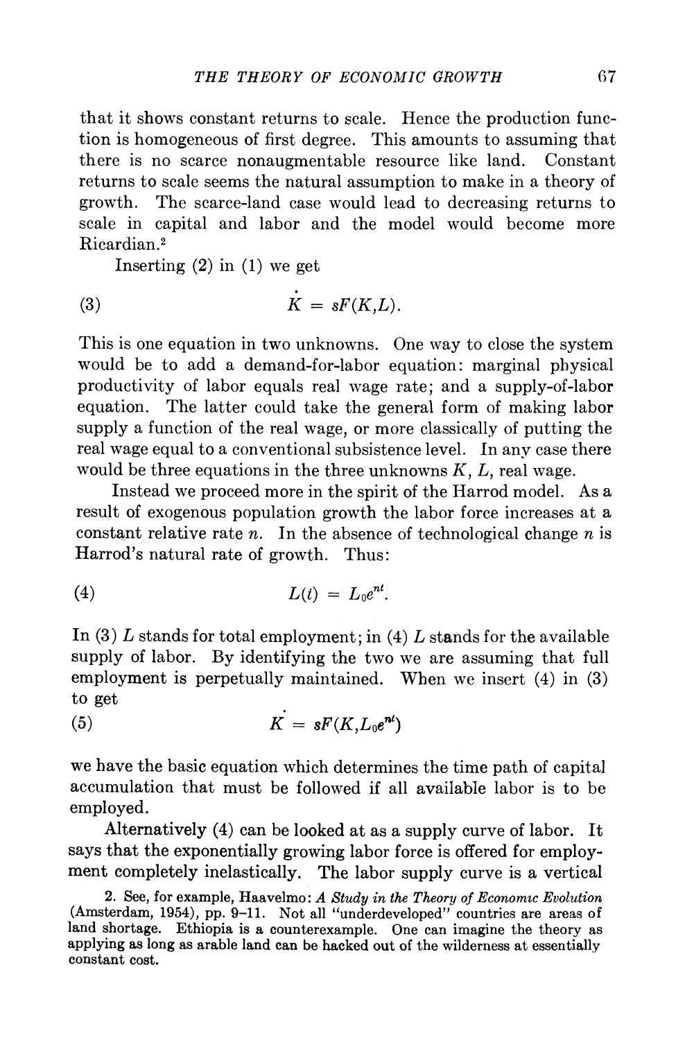that it shows constant returns to scale. Hence the production function is homogeneous of first degree. This amounts to assuming that there is no scarce nonaugmentable resource like land. Constant returns to scale seems the natural assumption to make in a theory of growth. The scarce-land case would lead to decreasing returns to scale in capital and labor and the model would become more Ricardian.[2]

Inserting (2) in (1) we get

$$\dot{K} = sF(K,L). \tag{3}$$

This is one equation in two unknowns. One way to close the system would be to add a demand-for-labor equation: marginal physical productivity of labor equals real wage rate; and a supply-of-labor equation. The latter could take the general form of making labor supply a function of the real wage, or more classically of putting the real wage equal to a conventional subsistence level. In any case there would be three equations in the three unknowns $K$, $L$, real wage.

Instead we proceed more in the spirit of the Harrod model. As a result of exogenous population growth the labor force increases at a constant relative rate $n$. In the absence of technological change $n$ is Harrod's natural rate of growth. Thus:

$$L(t) = L_0e^{nt}. \tag{4}$$

In (3) $L$ stands for total employment; in (4) $L$ stands for the available supply of labor. By identifying the two we are assuming that full employment is perpetually maintained. When we insert (4) in (3) to get

$$\dot{K} = sF(K,L_0e^{nt}) \tag{5}$$

we have the basic equation which determines the time path of capital accumulation that must be followed if all available labor is to be employed.

Alternatively (4) can be looked at as a supply curve of labor. It says that the exponentially growing labor force is offered for employment completely inelastically. The labor supply curve is a vertical

2. See, for example, Haavelmo: *A Study in the Theory of Economic Evolution* (Amsterdam, 1954), pp. 9–11. Not all "underdeveloped" countries are areas of land shortage. Ethiopia is a counterexample. One can imagine the theory as applying as long as arable land can be hacked out of the wilderness at essentially constant cost.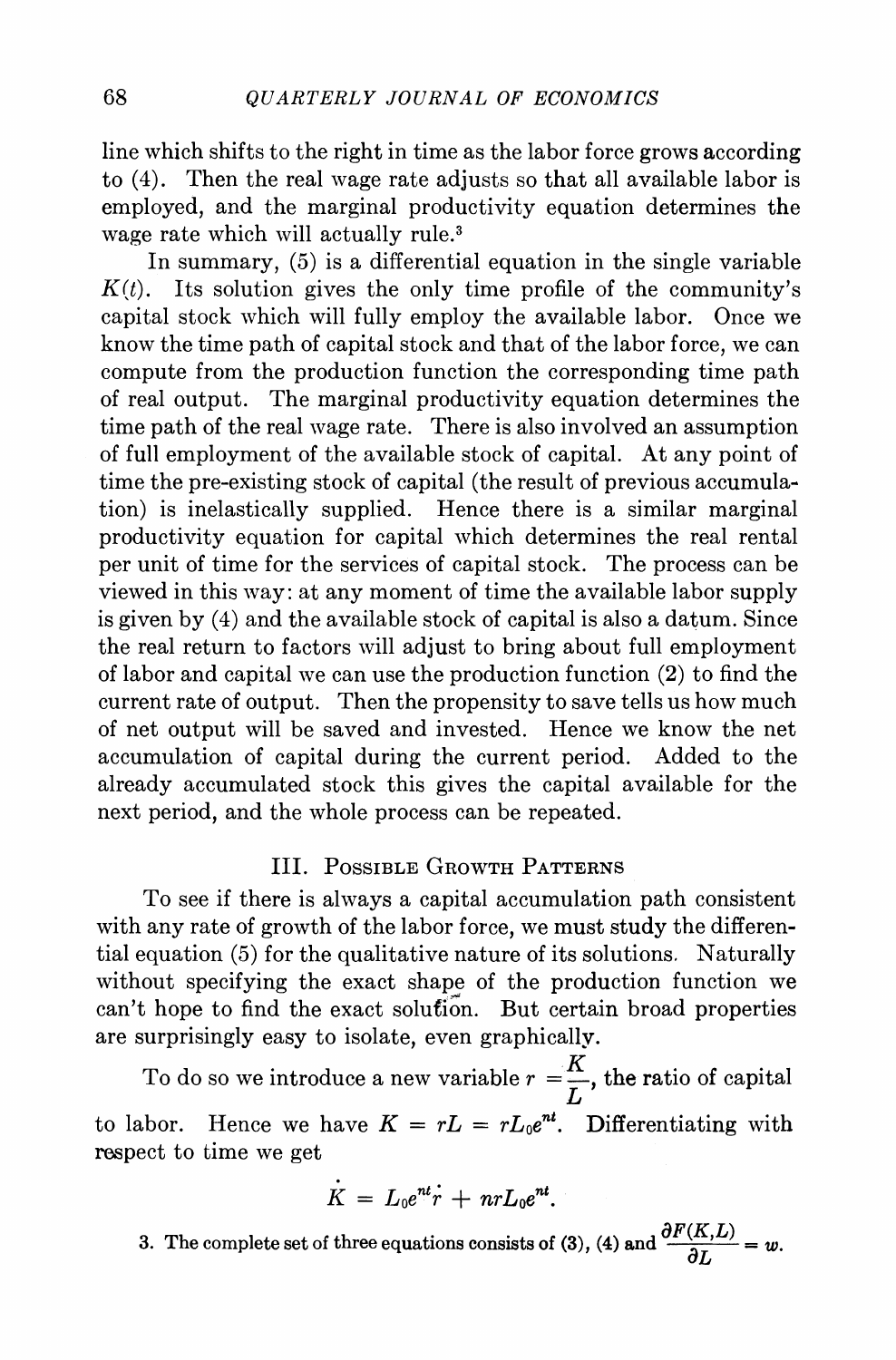line which shifts to the right in time as the labor force grows according to (4). Then the real wage rate adjusts so that all available labor is employed, and the marginal productivity equation determines the wage rate which will actually rule.[3]

In summary, (5) is a differential equation in the single variable $K(t)$. Its solution gives the only time profile of the community's capital stock which will fully employ the available labor. Once we know the time path of capital stock and that of the labor force, we can compute from the production function the corresponding time path of real output. The marginal productivity equation determines the time path of the real wage rate. There is also involved an assumption of full employment of the available stock of capital. At any point of time the pre-existing stock of capital (the result of previous accumulation) is inelastically supplied. Hence there is a similar marginal productivity equation for capital which determines the real rental per unit of time for the services of capital stock. The process can be viewed in this way: at any moment of time the available labor supply is given by (4) and the available stock of capital is also a datum. Since the real return to factors will adjust to bring about full employment of labor and capital we can use the production function (2) to find the current rate of output. Then the propensity to save tells us how much of net output will be saved and invested. Hence we know the net accumulation of capital during the current period. Added to the already accumulated stock this gives the capital available for the next period, and the whole process can be repeated.

## III. Possible Growth Patterns

To see if there is always a capital accumulation path consistent with any rate of growth of the labor force, we must study the differential equation (5) for the qualitative nature of its solutions. Naturally without specifying the exact shape of the production function we can't hope to find the exact solution. But certain broad properties are surprisingly easy to isolate, even graphically.

To do so we introduce a new variable $r = \dfrac{K}{L}$, the ratio of capital to labor. Hence we have $K = rL = rL_0e^{nt}$. Differentiating with respect to time we get

$$\dot{K} = L_0e^{nt}\dot{r} + nrL_0e^{nt}.$$

3. The complete set of three equations consists of (3), (4) and $\dfrac{\partial F(K,L)}{\partial L} = w$.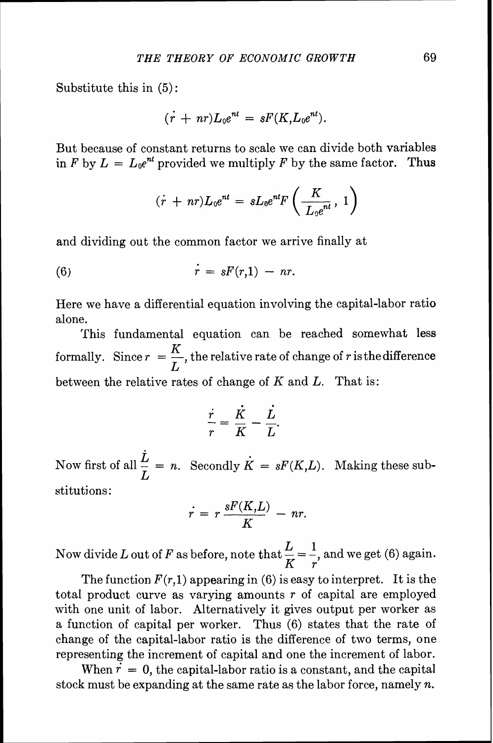Substitute this in (5):

$$(\dot{r} + nr)L_0e^{nt} = sF(K, L_0e^{nt}).$$

But because of constant returns to scale we can divide both variables in $F$ by $L = L_0e^{nt}$ provided we multiply $F$ by the same factor. Thus

$$(\dot{r} + nr)L_0e^{nt} = sL_0e^{nt}F\left(\frac{K}{L_0e^{nt}}, 1\right)$$

and dividing out the common factor we arrive finally at

$$\dot{r} = sF(r,1) - nr. \tag{6}$$

Here we have a differential equation involving the capital-labor ratio alone.

This fundamental equation can be reached somewhat less formally. Since $r = \frac{K}{L}$, the relative rate of change of $r$ is the difference between the relative rates of change of $K$ and $L$. That is:

$$\frac{\dot{r}}{r} = \frac{\dot{K}}{K} - \frac{\dot{L}}{L}.$$

Now first of all $\frac{\dot{L}}{L} = n$. Secondly $\dot{K} = sF(K,L)$. Making these substitutions:

$$\dot{r} = r\frac{sF(K,L)}{K} - nr.$$

Now divide $L$ out of $F$ as before, note that $\frac{L}{K} = \frac{1}{r}$, and we get (6) again.

The function $F(r,1)$ appearing in (6) is easy to interpret. It is the total product curve as varying amounts $r$ of capital are employed with one unit of labor. Alternatively it gives output per worker as a function of capital per worker. Thus (6) states that the rate of change of the capital-labor ratio is the difference of two terms, one representing the increment of capital and one the increment of labor.

When $\dot{r} = 0$, the capital-labor ratio is a constant, and the capital stock must be expanding at the same rate as the labor force, namely $n$.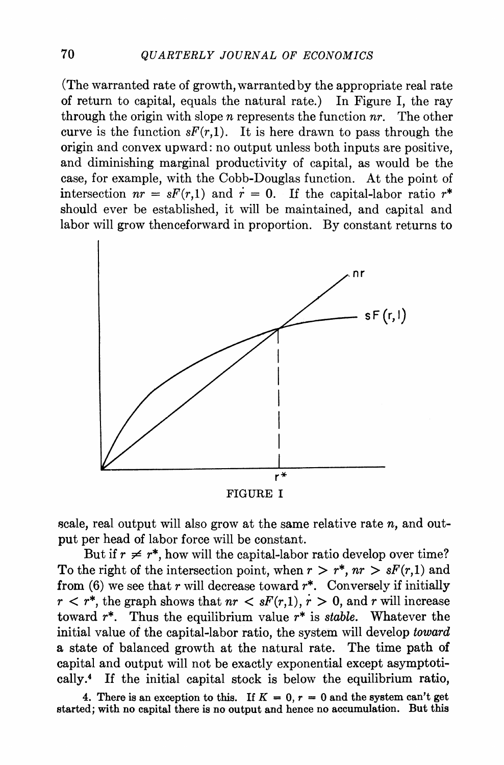(The warranted rate of growth, warranted by the appropriate real rate of return to capital, equals the natural rate.) In Figure I, the ray through the origin with slope $n$ represents the function $nr$. The other curve is the function $sF(r,1)$. It is here drawn to pass through the origin and convex upward: no output unless both inputs are positive, and diminishing marginal productivity of capital, as would be the case, for example, with the Cobb-Douglas function. At the point of intersection $nr = sF(r,1)$ and $\dot{r} = 0$. If the capital-labor ratio $r^*$ should ever be established, it will be maintained, and capital and labor will grow thenceforward in proportion. By constant returns to scale, real output will also grow at the same relative rate $n$, and output per head of labor force will be constant.

FIGURE I

But if $r \neq r^*$, how will the capital-labor ratio develop over time? To the right of the intersection point, when $r > r^*$, $nr > sF(r,1)$ and from (6) we see that $r$ will decrease toward $r^*$. Conversely if initially $r < r^*$, the graph shows that $nr < sF(r,1)$, $\dot{r} > 0$, and $r$ will increase toward $r^*$. Thus the equilibrium value $r^*$ is *stable*. Whatever the initial value of the capital-labor ratio, the system will develop *toward* a state of balanced growth at the natural rate. The time path of capital and output will not be exactly exponential except asymptotically.[4] If the initial capital stock is below the equilibrium ratio,

4. There is an exception to this. If $K = 0$, $r = 0$ and the system can't get started; with no capital there is no output and hence no accumulation. But this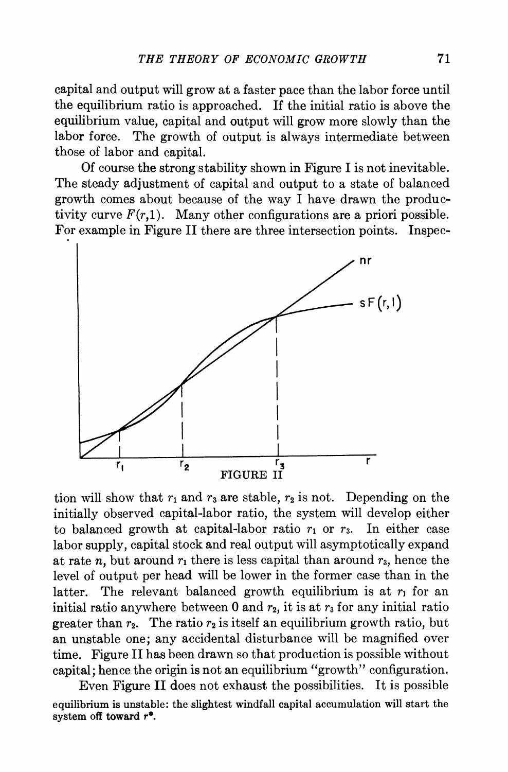capital and output will grow at a faster pace than the labor force until the equilibrium ratio is approached. If the initial ratio is above the equilibrium value, capital and output will grow more slowly than the labor force. The growth of output is always intermediate between those of labor and capital.

Of course the strong stability shown in Figure I is not inevitable. The steady adjustment of capital and output to a state of balanced growth comes about because of the way I have drawn the productivity curve $F(r,1)$. Many other configurations are a priori possible. For example in Figure II there are three intersection points. Inspection will show that $r_1$ and $r_3$ are stable, $r_2$ is not. Depending on the initially observed capital-labor ratio, the system will develop either to balanced growth at capital-labor ratio $r_1$ or $r_3$. In either case labor supply, capital stock and real output will asymptotically expand at rate $n$, but around $r_1$ there is less capital than around $r_3$, hence the level of output per head will be lower in the former case than in the latter. The relevant balanced growth equilibrium is at $r_1$ for an initial ratio anywhere between 0 and $r_2$, it is at $r_3$ for any initial ratio greater than $r_2$. The ratio $r_2$ is itself an equilibrium growth ratio, but an unstable one; any accidental disturbance will be magnified over time. Figure II has been drawn so that production is possible without capital; hence the origin is not an equilibrium "growth" configuration.

FIGURE II

Even Figure II does not exhaust the possibilities. It is possible

equilibrium is unstable: the slightest windfall capital accumulation will start the system off toward $r^*$.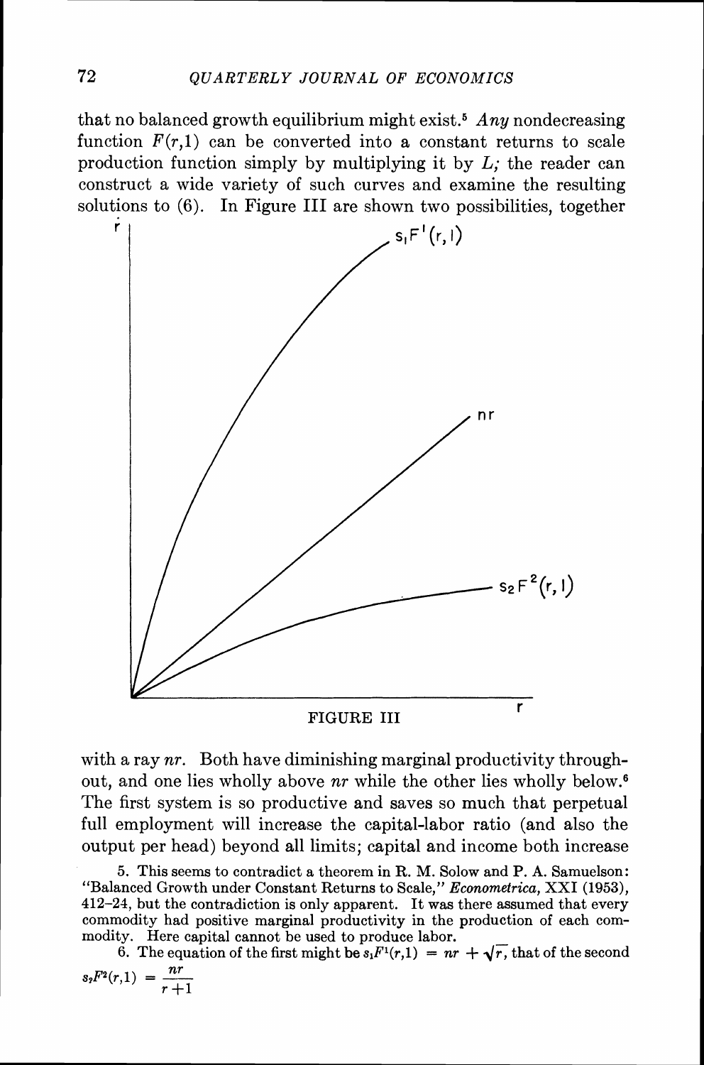that no balanced growth equilibrium might exist.[5] *Any* nondecreasing function $F(r,1)$ can be converted into a constant returns to scale production function simply by multiplying it by $L$; the reader can construct a wide variety of such curves and examine the resulting solutions to (6). In Figure III are shown two possibilities, together

FIGURE III

with a ray $nr$. Both have diminishing marginal productivity throughout, and one lies wholly above $nr$ while the other lies wholly below.[6] The first system is so productive and saves so much that perpetual full employment will increase the capital-labor ratio (and also the output per head) beyond all limits; capital and income both increase

5. This seems to contradict a theorem in R. M. Solow and P. A. Samuelson: "Balanced Growth under Constant Returns to Scale," *Econometrica*, XXI (1953), 412–24, but the contradiction is only apparent. It was there assumed that every commodity had positive marginal productivity in the production of each commodity. Here capital cannot be used to produce labor.

6. The equation of the first might be $s_1F^1(r,1) = nr + \sqrt{r}$, that of the second $s_2F^2(r,1) = \dfrac{nr}{r+1}$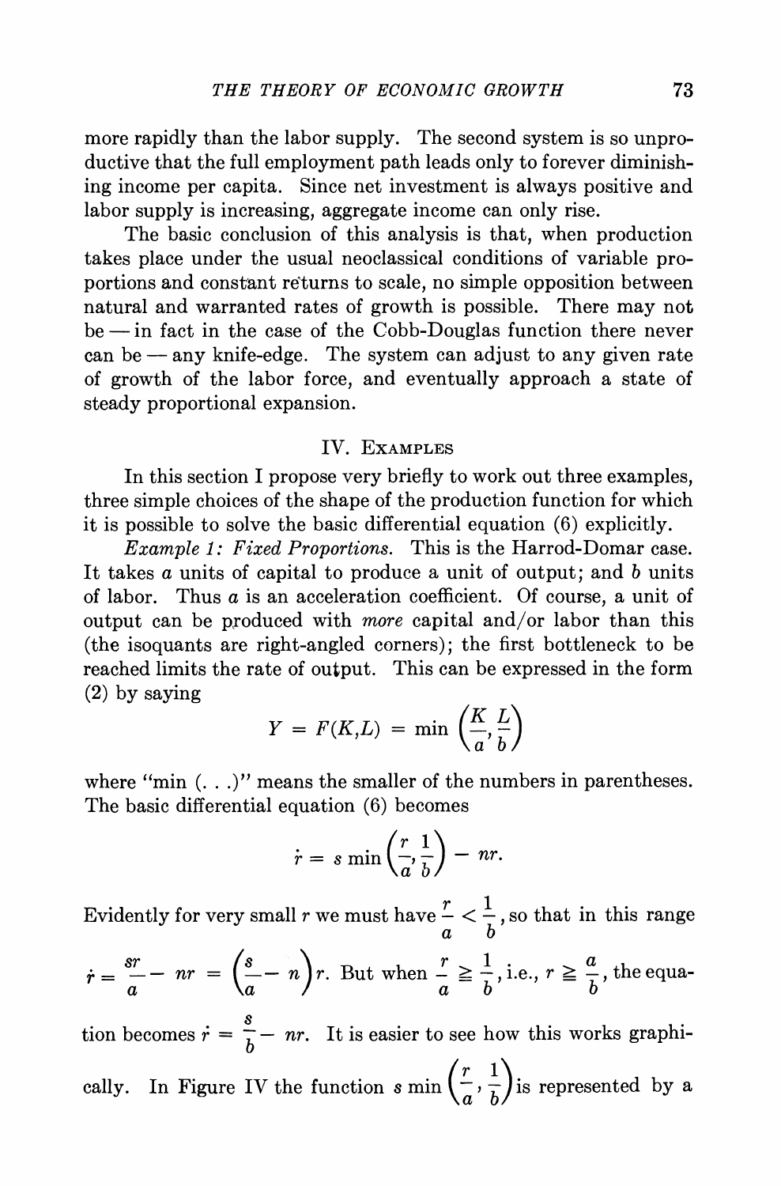more rapidly than the labor supply. The second system is so unproductive that the full employment path leads only to forever diminishing income per capita. Since net investment is always positive and labor supply is increasing, aggregate income can only rise.

The basic conclusion of this analysis is that, when production takes place under the usual neoclassical conditions of variable proportions and constant returns to scale, no simple opposition between natural and warranted rates of growth is possible. There may not be — in fact in the case of the Cobb-Douglas function there never can be — any knife-edge. The system can adjust to any given rate of growth of the labor force, and eventually approach a state of steady proportional expansion.

## IV. Examples

In this section I propose very briefly to work out three examples, three simple choices of the shape of the production function for which it is possible to solve the basic differential equation (6) explicitly.

*Example 1: Fixed Proportions.* This is the Harrod-Domar case. It takes $a$ units of capital to produce a unit of output; and $b$ units of labor. Thus $a$ is an acceleration coefficient. Of course, a unit of output can be produced with *more* capital and/or labor than this (the isoquants are right-angled corners); the first bottleneck to be reached limits the rate of output. This can be expressed in the form (2) by saying

$$Y = F(K,L) = \min\left(\frac{K}{a}, \frac{L}{b}\right)$$

where "min (. . .)" means the smaller of the numbers in parentheses. The basic differential equation (6) becomes

$$\dot{r} = s \min\left(\frac{r}{a}, \frac{1}{b}\right) - nr.$$

Evidently for very small $r$ we must have $\frac{r}{a} < \frac{1}{b}$, so that in this range $\dot{r} = \frac{sr}{a} - nr = \left(\frac{s}{a} - n\right)r$. But when $\frac{r}{a} \geqq \frac{1}{b}$, i.e., $r \geqq \frac{a}{b}$, the equation becomes $\dot{r} = \frac{s}{b} - nr$. It is easier to see how this works graphically. In Figure IV the function $s \min\left(\frac{r}{a}, \frac{1}{b}\right)$ is represented by a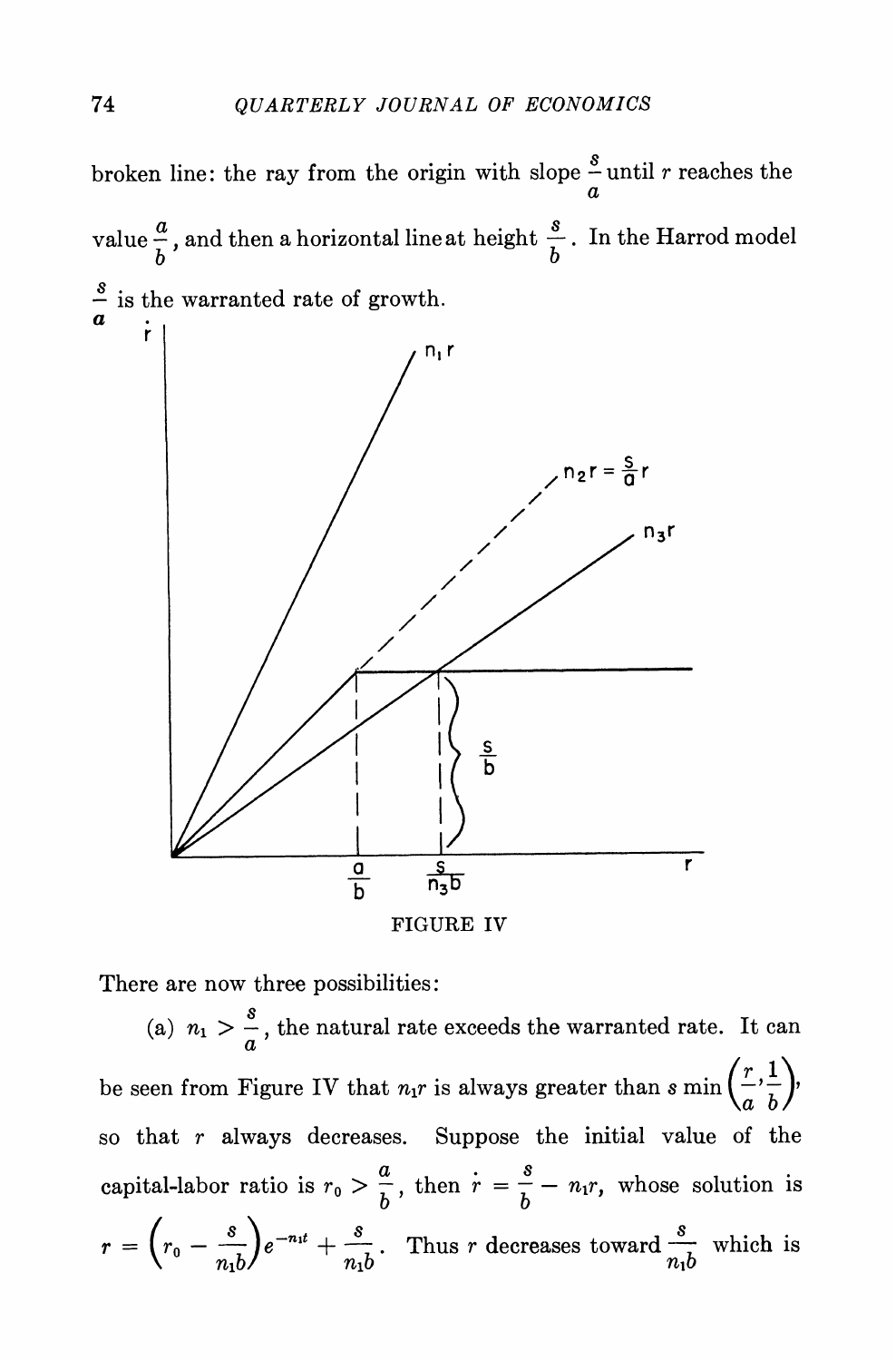broken line: the ray from the origin with slope $\frac{s}{a}$ until $r$ reaches the value $\frac{a}{b}$, and then a horizontal line at height $\frac{s}{b}$. In the Harrod model $\frac{s}{a}$ is the warranted rate of growth.

FIGURE IV

There are now three possibilities:

(a) $n_1 > \frac{s}{a}$, the natural rate exceeds the warranted rate. It can be seen from Figure IV that $n_1 r$ is always greater than $s \min\left(\frac{r}{a}, \frac{1}{b}\right)$, so that $r$ always decreases. Suppose the initial value of the capital-labor ratio is $r_0 > \frac{a}{b}$, then $\dot{r} = \frac{s}{b} - n_1 r$, whose solution is $r = \left(r_0 - \frac{s}{n_1 b}\right) e^{-n_1 t} + \frac{s}{n_1 b}$. Thus $r$ decreases toward $\frac{s}{n_1 b}$ which is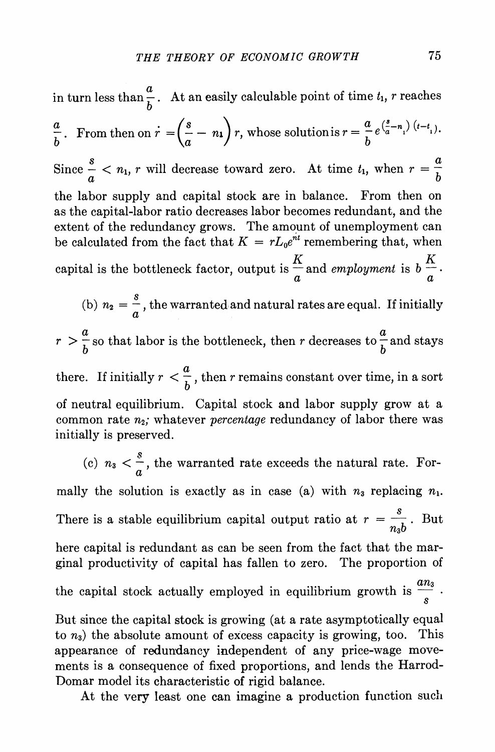in turn less than $\frac{a}{b}$. At an easily calculable point of time $t_1$, $r$ reaches $\frac{a}{b}$. From then on $\dot{r} = \left(\frac{s}{a} - n_1\right) r$, whose solution is $r = \frac{a}{b} e^{\left(\frac{s}{a} - n_1\right)(t - t_1)}$. Since $\frac{s}{a} < n_1$, $r$ will decrease toward zero. At time $t_1$, when $r = \frac{a}{b}$ the labor supply and capital stock are in balance. From then on as the capital-labor ratio decreases labor becomes redundant, and the extent of the redundancy grows. The amount of unemployment can be calculated from the fact that $K = rL_0e^{nt}$ remembering that, when capital is the bottleneck factor, output is $\frac{K}{a}$ and *employment* is $b\frac{K}{a}$.

(b) $n_2 = \frac{s}{a}$, the warranted and natural rates are equal. If initially $r > \frac{a}{b}$ so that labor is the bottleneck, then $r$ decreases to $\frac{a}{b}$ and stays there. If initially $r < \frac{a}{b}$, then $r$ remains constant over time, in a sort of neutral equilibrium. Capital stock and labor supply grow at a common rate $n_2$; whatever *percentage* redundancy of labor there was initially is preserved.

(c) $n_3 < \frac{s}{a}$, the warranted rate exceeds the natural rate. Formally the solution is exactly as in case (a) with $n_3$ replacing $n_1$. There is a stable equilibrium capital output ratio at $r = \frac{s}{n_3 b}$. But here capital is redundant as can be seen from the fact that the marginal productivity of capital has fallen to zero. The proportion of the capital stock actually employed in equilibrium growth is $\frac{an_3}{s}$. But since the capital stock is growing (at a rate asymptotically equal to $n_3$) the absolute amount of excess capacity is growing, too. This appearance of redundancy independent of any price-wage movements is a consequence of fixed proportions, and lends the Harrod-Domar model its characteristic of rigid balance.

At the very least one can imagine a production function such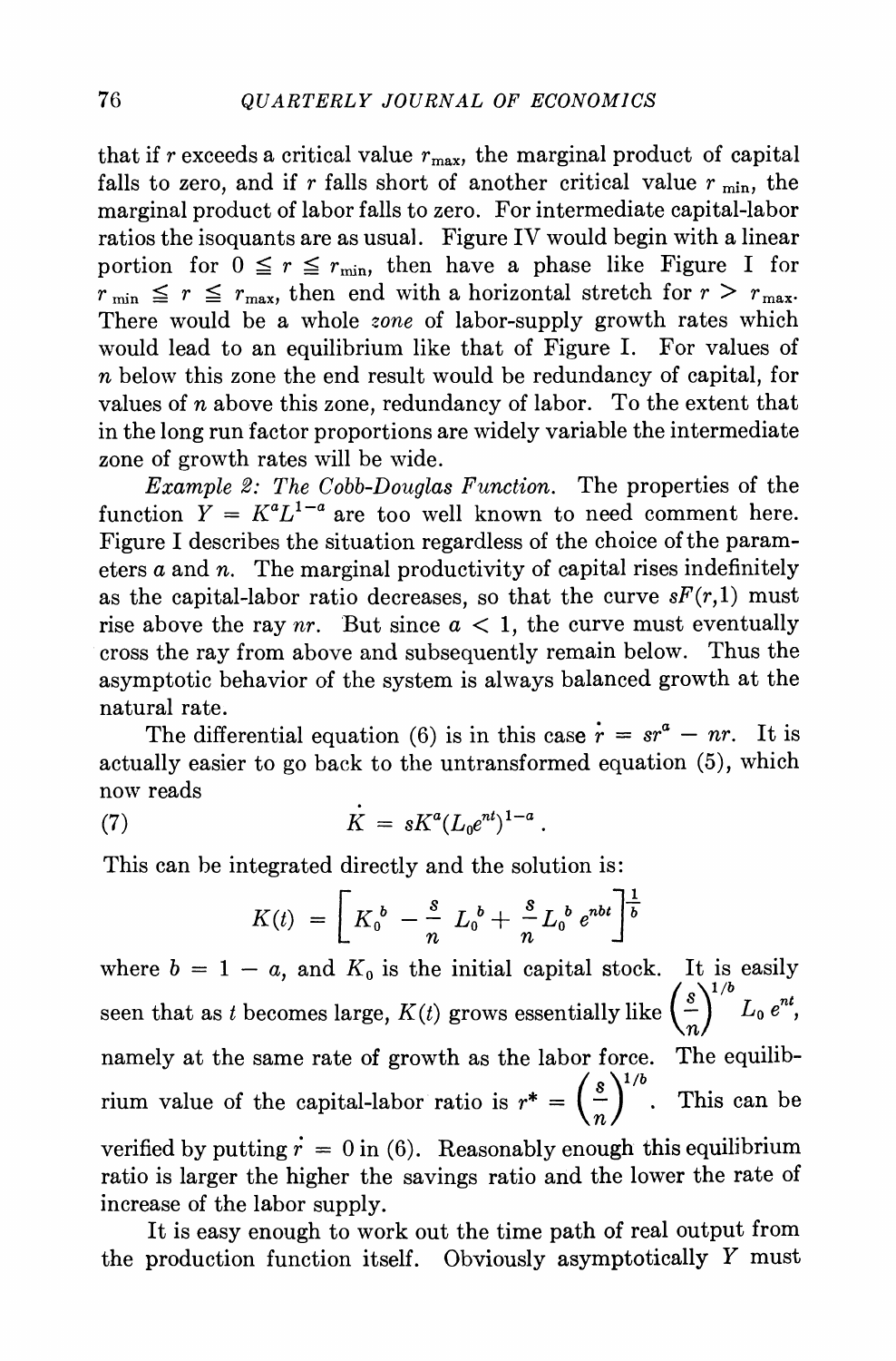that if $r$ exceeds a critical value $r_{\max}$, the marginal product of capital falls to zero, and if $r$ falls short of another critical value $r_{\min}$, the marginal product of labor falls to zero. For intermediate capital-labor ratios the isoquants are as usual. Figure IV would begin with a linear portion for $0 \leqq r \leqq r_{\min}$, then have a phase like Figure I for $r_{\min} \leqq r \leqq r_{\max}$, then end with a horizontal stretch for $r > r_{\max}$. There would be a whole *zone* of labor-supply growth rates which would lead to an equilibrium like that of Figure I. For values of $n$ below this zone the end result would be redundancy of capital, for values of $n$ above this zone, redundancy of labor. To the extent that in the long run factor proportions are widely variable the intermediate zone of growth rates will be wide.

*Example 2: The Cobb-Douglas Function.* The properties of the function $Y = K^a L^{1-a}$ are too well known to need comment here. Figure I describes the situation regardless of the choice of the parameters $a$ and $n$. The marginal productivity of capital rises indefinitely as the capital-labor ratio decreases, so that the curve $sF(r,1)$ must rise above the ray $nr$. But since $a < 1$, the curve must eventually cross the ray from above and subsequently remain below. Thus the asymptotic behavior of the system is always balanced growth at the natural rate.

The differential equation (6) is in this case $\dot{r} = sr^a - nr$. It is actually easier to go back to the untransformed equation (5), which now reads

$$\dot{K} = sK^a(L_0 e^{nt})^{1-a}. \tag{7}$$

This can be integrated directly and the solution is:

$$K(t) = \left[ K_0^{\,b} - \frac{s}{n} L_0^{\,b} + \frac{s}{n} L_0^{\,b} e^{nbt} \right]^{\frac{1}{b}}$$

where $b = 1 - a$, and $K_0$ is the initial capital stock. It is easily seen that as $t$ becomes large, $K(t)$ grows essentially like $\left(\frac{s}{n}\right)^{1/b} L_0 e^{nt}$, namely at the same rate of growth as the labor force. The equilibrium value of the capital-labor ratio is $r^* = \left(\frac{s}{n}\right)^{1/b}$. This can be verified by putting $\dot{r} = 0$ in (6). Reasonably enough this equilibrium ratio is larger the higher the savings ratio and the lower the rate of increase of the labor supply.

It is easy enough to work out the time path of real output from the production function itself. Obviously asymptotically $Y$ must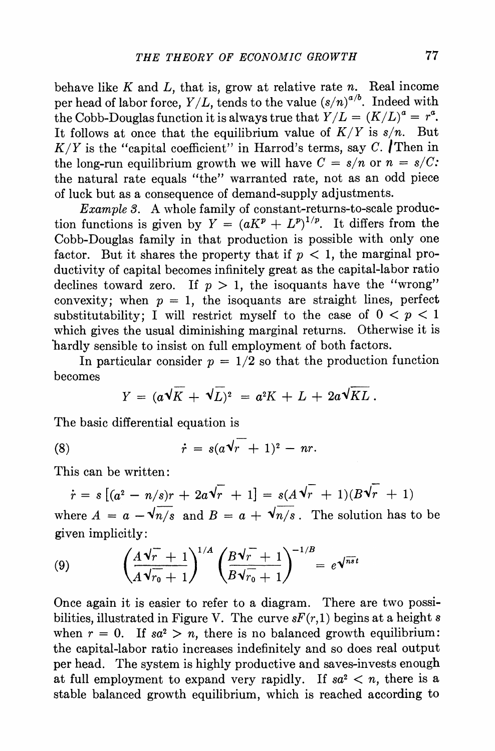behave like $K$ and $L$, that is, grow at relative rate $n$. Real income per head of labor force, $Y/L$, tends to the value $(s/n)^{a/b}$. Indeed with the Cobb-Douglas function it is always true that $Y/L = (K/L)^a = r^a$. It follows at once that the equilibrium value of $K/Y$ is $s/n$. But $K/Y$ is the "capital coefficient" in Harrod's terms, say $C$. Then in the long-run equilibrium growth we will have $C = s/n$ or $n = s/C$: the natural rate equals "the" warranted rate, not as an odd piece of luck but as a consequence of demand-supply adjustments.

*Example 3.* A whole family of constant-returns-to-scale production functions is given by $Y = (aK^p + L^p)^{1/p}$. It differs from the Cobb-Douglas family in that production is possible with only one factor. But it shares the property that if $p < 1$, the marginal productivity of capital becomes infinitely great as the capital-labor ratio declines toward zero. If $p > 1$, the isoquants have the "wrong" convexity; when $p = 1$, the isoquants are straight lines, perfect substitutability; I will restrict myself to the case of $0 < p < 1$ which gives the usual diminishing marginal returns. Otherwise it is hardly sensible to insist on full employment of both factors.

In particular consider $p = 1/2$ so that the production function becomes

$$Y = (a\sqrt{K} + \sqrt{L})^2 = a^2K + L + 2a\sqrt{KL}\,.$$

The basic differential equation is

$$\dot{r} = s(a\sqrt{r} + 1)^2 - nr. \tag{8}$$

This can be written:

$$\dot{r} = s\left[(a^2 - n/s)r + 2a\sqrt{r} + 1\right] = s(A\sqrt{r} + 1)(B\sqrt{r} + 1)$$

where $A = a - \sqrt{n/s}$ and $B = a + \sqrt{n/s}$. The solution has to be given implicitly:

$$\left(\frac{A\sqrt{r} + 1}{A\sqrt{r_0} + 1}\right)^{1/A}\left(\frac{B\sqrt{r} + 1}{B\sqrt{r_0} + 1}\right)^{-1/B} = e^{\sqrt{ns}\,t} \tag{9}$$

Once again it is easier to refer to a diagram. There are two possibilities, illustrated in Figure V. The curve $sF(r,1)$ begins at a height $s$ when $r = 0$. If $sa^2 > n$, there is no balanced growth equilibrium: the capital-labor ratio increases indefinitely and so does real output per head. The system is highly productive and saves-invests enough at full employment to expand very rapidly. If $sa^2 < n$, there is a stable balanced growth equilibrium, which is reached according to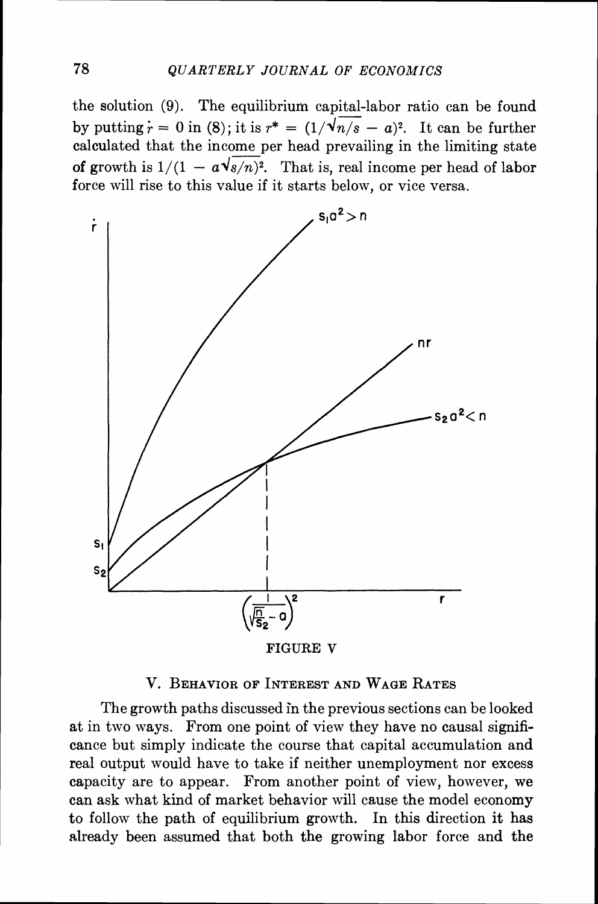the solution (9). The equilibrium capital-labor ratio can be found by putting $\dot{r} = 0$ in (8); it is $r^* = (1/\sqrt{n/s} - a)^2$. It can be further calculated that the income per head prevailing in the limiting state of growth is $1/(1 - a\sqrt{s/n})^2$. That is, real income per head of labor force will rise to this value if it starts below, or vice versa.

FIGURE V

## V. Behavior of Interest and Wage Rates

The growth paths discussed in the previous sections can be looked at in two ways. From one point of view they have no causal significance but simply indicate the course that capital accumulation and real output would have to take if neither unemployment nor excess capacity are to appear. From another point of view, however, we can ask what kind of market behavior will cause the model economy to follow the path of equilibrium growth. In this direction it has already been assumed that both the growing labor force and the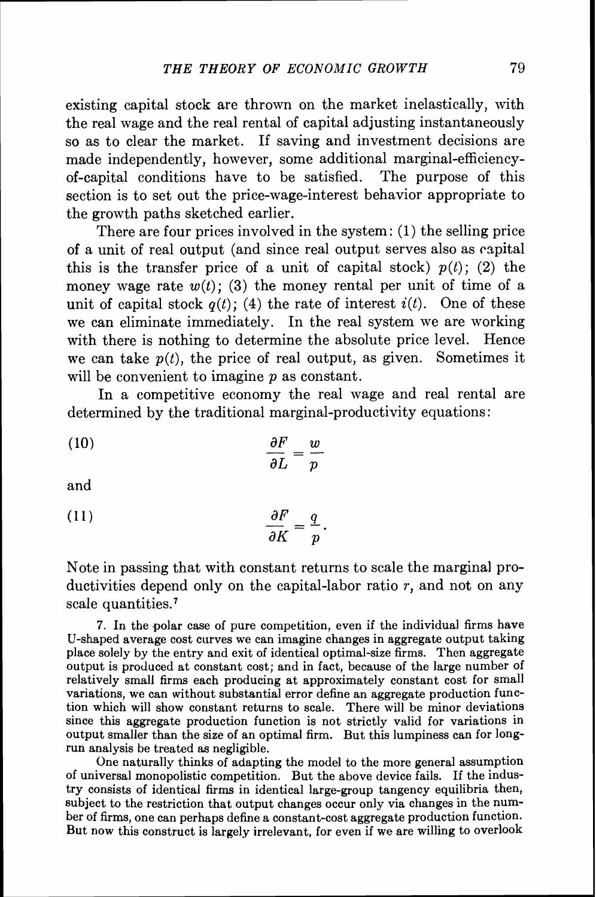existing capital stock are thrown on the market inelastically, with the real wage and the real rental of capital adjusting instantaneously so as to clear the market. If saving and investment decisions are made independently, however, some additional marginal-efficiency-of-capital conditions have to be satisfied. The purpose of this section is to set out the price-wage-interest behavior appropriate to the growth paths sketched earlier.

There are four prices involved in the system: (1) the selling price of a unit of real output (and since real output serves also as capital this is the transfer price of a unit of capital stock) $p(t)$; (2) the money wage rate $w(t)$; (3) the money rental per unit of time of a unit of capital stock $q(t)$; (4) the rate of interest $i(t)$. One of these we can eliminate immediately. In the real system we are working with there is nothing to determine the absolute price level. Hence we can take $p(t)$, the price of real output, as given. Sometimes it will be convenient to imagine $p$ as constant.

In a competitive economy the real wage and real rental are determined by the traditional marginal-productivity equations:

$$\frac{\partial F}{\partial L} = \frac{w}{p} \tag{10}$$

and

$$\frac{\partial F}{\partial K} = \frac{q}{p}. \tag{11}$$

Note in passing that with constant returns to scale the marginal productivities depend only on the capital-labor ratio $r$, and not on any scale quantities.[7]

7. In the polar case of pure competition, even if the individual firms have U-shaped average cost curves we can imagine changes in aggregate output taking place solely by the entry and exit of identical optimal-size firms. Then aggregate output is produced at constant cost; and in fact, because of the large number of relatively small firms each producing at approximately constant cost for small variations, we can without substantial error define an aggregate production function which will show constant returns to scale. There will be minor deviations since this aggregate production function is not strictly valid for variations in output smaller than the size of an optimal firm. But this lumpiness can for long-run analysis be treated as negligible.

One naturally thinks of adapting the model to the more general assumption of universal monopolistic competition. But the above device fails. If the industry consists of identical firms in identical large-group tangency equilibria then, subject to the restriction that output changes occur only via changes in the number of firms, one can perhaps define a constant-cost aggregate production function. But now this construct is largely irrelevant, for even if we are willing to overlook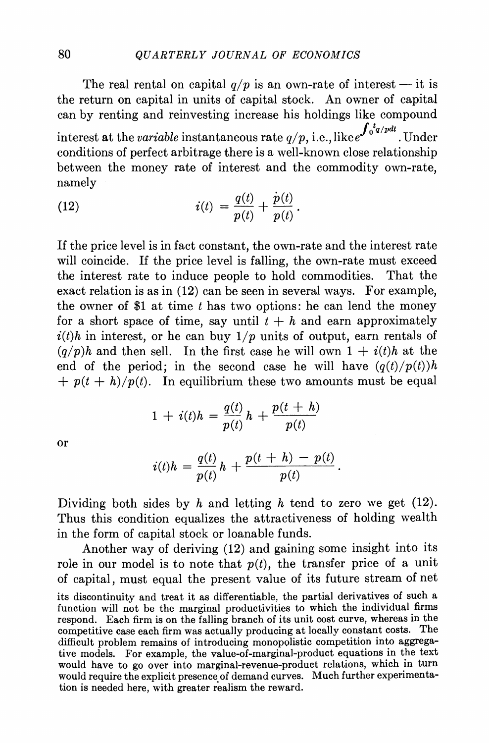The real rental on capital $q/p$ is an own-rate of interest — it is the return on capital in units of capital stock. An owner of capital can by renting and reinvesting increase his holdings like compound interest at the *variable* instantaneous rate $q/p$, i.e., like $e^{\int_0^t q/p dt}$. Under conditions of perfect arbitrage there is a well-known close relationship between the money rate of interest and the commodity own-rate, namely

$$i(t) = \frac{q(t)}{p(t)} + \frac{\dot{p}(t)}{p(t)}. \tag{12}$$

If the price level is in fact constant, the own-rate and the interest rate will coincide. If the price level is falling, the own-rate must exceed the interest rate to induce people to hold commodities. That the exact relation is as in (12) can be seen in several ways. For example, the owner of \$1 at time $t$ has two options: he can lend the money for a short space of time, say until $t + h$ and earn approximately $i(t)h$ in interest, or he can buy $1/p$ units of output, earn rentals of $(q/p)h$ and then sell. In the first case he will own $1 + i(t)h$ at the end of the period; in the second case he will have $(q(t)/p(t))h + p(t + h)/p(t)$. In equilibrium these two amounts must be equal

$$1 + i(t)h = \frac{q(t)}{p(t)}h + \frac{p(t + h)}{p(t)}$$

or

$$i(t)h = \frac{q(t)}{p(t)}h + \frac{p(t + h) - p(t)}{p(t)}.$$

Dividing both sides by $h$ and letting $h$ tend to zero we get (12). Thus this condition equalizes the attractiveness of holding wealth in the form of capital stock or loanable funds.

Another way of deriving (12) and gaining some insight into its role in our model is to note that $p(t)$, the transfer price of a unit of capital, must equal the present value of its future stream of net

its discontinuity and treat it as differentiable, the partial derivatives of such a function will not be the marginal productivities to which the individual firms respond. Each firm is on the falling branch of its unit cost curve, whereas in the competitive case each firm was actually producing at locally constant costs. The difficult problem remains of introducing monopolistic competition into aggregative models. For example, the value-of-marginal-product equations in the text would have to go over into marginal-revenue-product relations, which in turn would require the explicit presence of demand curves. Much further experimentation is needed here, with greater realism the reward.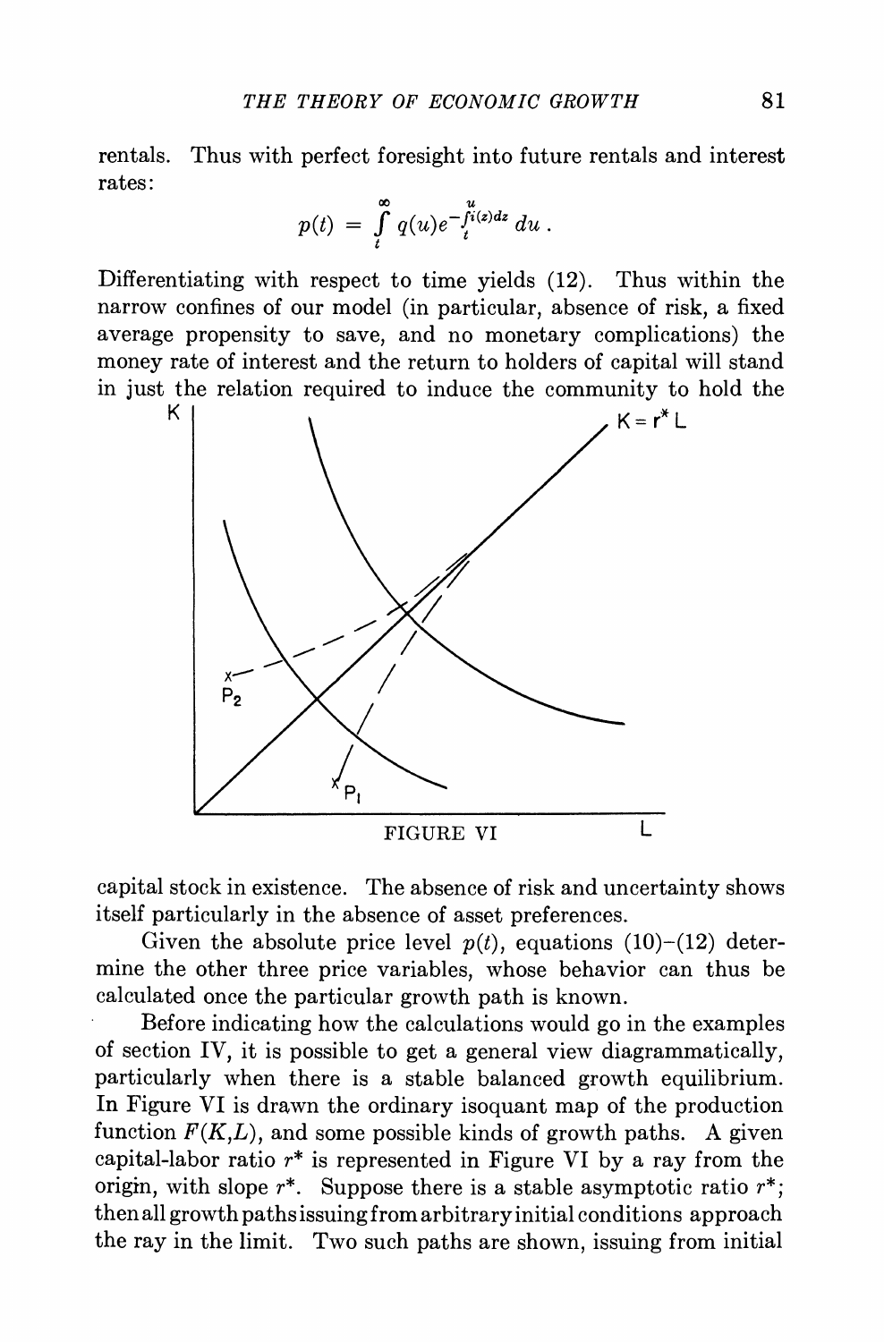rentals. Thus with perfect foresight into future rentals and interest rates:

$$p(t) = \int_t^\infty q(u)e^{-\int_t^u i(z)dz}\,du\,.$$

Differentiating with respect to time yields (12). Thus within the narrow confines of our model (in particular, absence of risk, a fixed average propensity to save, and no monetary complications) the money rate of interest and the return to holders of capital will stand in just the relation required to induce the community to hold the capital stock in existence. The absence of risk and uncertainty shows itself particularly in the absence of asset preferences.

FIGURE VI

Given the absolute price level $p(t)$, equations (10)–(12) determine the other three price variables, whose behavior can thus be calculated once the particular growth path is known.

Before indicating how the calculations would go in the examples of section IV, it is possible to get a general view diagrammatically, particularly when there is a stable balanced growth equilibrium. In Figure VI is drawn the ordinary isoquant map of the production function $F(K,L)$, and some possible kinds of growth paths. A given capital-labor ratio $r^*$ is represented in Figure VI by a ray from the origin, with slope $r^*$. Suppose there is a stable asymptotic ratio $r^*$; then all growth paths issuing from arbitrary initial conditions approach the ray in the limit. Two such paths are shown, issuing from initial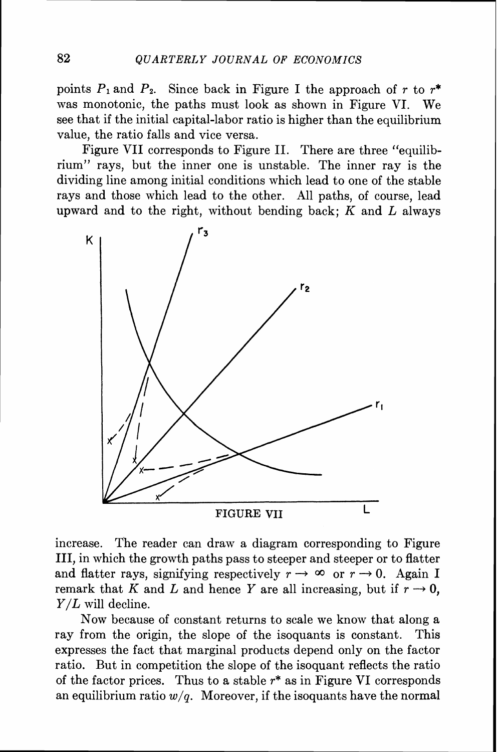points $P_1$ and $P_2$. Since back in Figure I the approach of $r$ to $r^*$ was monotonic, the paths must look as shown in Figure VI. We see that if the initial capital-labor ratio is higher than the equilibrium value, the ratio falls and vice versa.

Figure VII corresponds to Figure II. There are three "equilibrium" rays, but the inner one is unstable. The inner ray is the dividing line among initial conditions which lead to one of the stable rays and those which lead to the other. All paths, of course, lead upward and to the right, without bending back; $K$ and $L$ always

FIGURE VII

increase. The reader can draw a diagram corresponding to Figure III, in which the growth paths pass to steeper and steeper or to flatter and flatter rays, signifying respectively $r \rightarrow \infty$ or $r \rightarrow 0$. Again I remark that $K$ and $L$ and hence $Y$ are all increasing, but if $r \rightarrow 0$, $Y/L$ will decline.

Now because of constant returns to scale we know that along a ray from the origin, the slope of the isoquants is constant. This expresses the fact that marginal products depend only on the factor ratio. But in competition the slope of the isoquant reflects the ratio of the factor prices. Thus to a stable $r^*$ as in Figure VI corresponds an equilibrium ratio $w/q$. Moreover, if the isoquants have the normal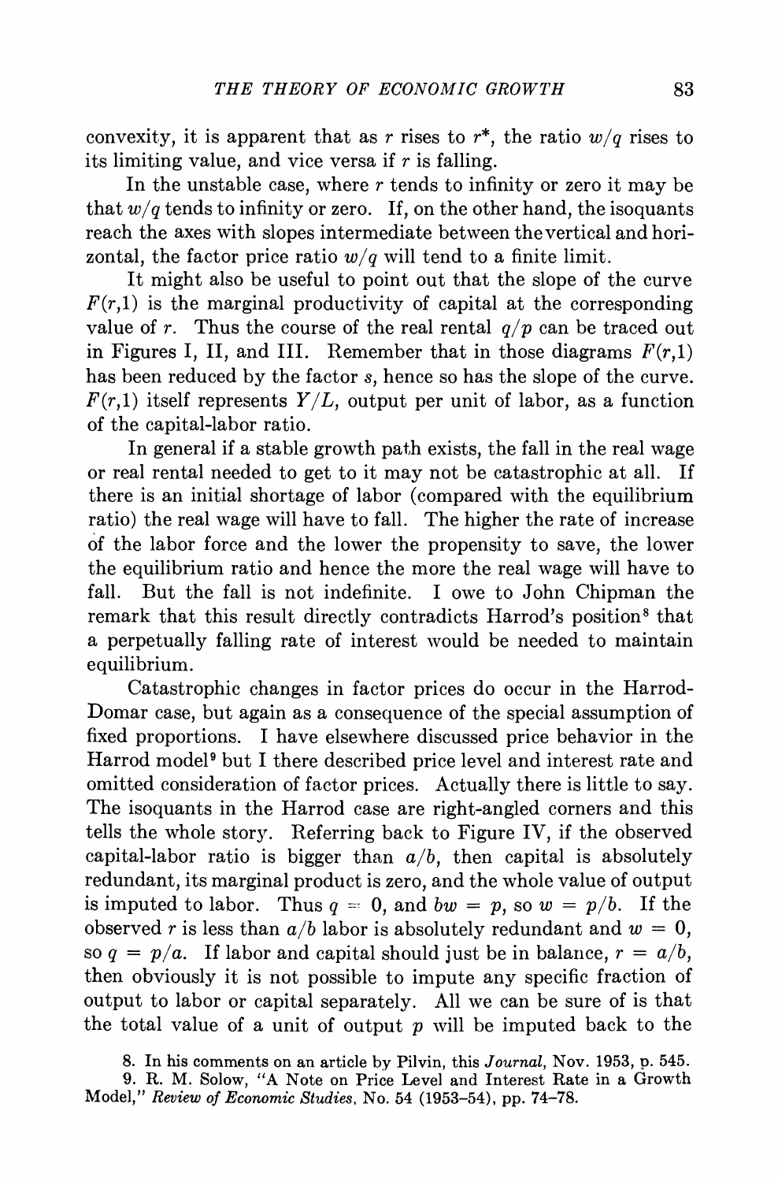convexity, it is apparent that as $r$ rises to $r^*$, the ratio $w/q$ rises to its limiting value, and vice versa if $r$ is falling.

In the unstable case, where $r$ tends to infinity or zero it may be that $w/q$ tends to infinity or zero. If, on the other hand, the isoquants reach the axes with slopes intermediate between the vertical and horizontal, the factor price ratio $w/q$ will tend to a finite limit.

It might also be useful to point out that the slope of the curve $F(r,1)$ is the marginal productivity of capital at the corresponding value of $r$. Thus the course of the real rental $q/p$ can be traced out in Figures I, II, and III. Remember that in those diagrams $F(r,1)$ has been reduced by the factor $s$, hence so has the slope of the curve. $F(r,1)$ itself represents $Y/L$, output per unit of labor, as a function of the capital-labor ratio.

In general if a stable growth path exists, the fall in the real wage or real rental needed to get to it may not be catastrophic at all. If there is an initial shortage of labor (compared with the equilibrium ratio) the real wage will have to fall. The higher the rate of increase of the labor force and the lower the propensity to save, the lower the equilibrium ratio and hence the more the real wage will have to fall. But the fall is not indefinite. I owe to John Chipman the remark that this result directly contradicts Harrod's position[8] that a perpetually falling rate of interest would be needed to maintain equilibrium.

Catastrophic changes in factor prices do occur in the Harrod-Domar case, but again as a consequence of the special assumption of fixed proportions. I have elsewhere discussed price behavior in the Harrod model[9] but I there described price level and interest rate and omitted consideration of factor prices. Actually there is little to say. The isoquants in the Harrod case are right-angled corners and this tells the whole story. Referring back to Figure IV, if the observed capital-labor ratio is bigger than $a/b$, then capital is absolutely redundant, its marginal product is zero, and the whole value of output is imputed to labor. Thus $q = 0$, and $bw = p$, so $w = p/b$. If the observed $r$ is less than $a/b$ labor is absolutely redundant and $w = 0$, so $q = p/a$. If labor and capital should just be in balance, $r = a/b$, then obviously it is not possible to impute any specific fraction of output to labor or capital separately. All we can be sure of is that the total value of a unit of output $p$ will be imputed back to the

8. In his comments on an article by Pilvin, this *Journal*, Nov. 1953, p. 545.

9. R. M. Solow, "A Note on Price Level and Interest Rate in a Growth Model," *Review of Economic Studies*, No. 54 (1953–54), pp. 74–78.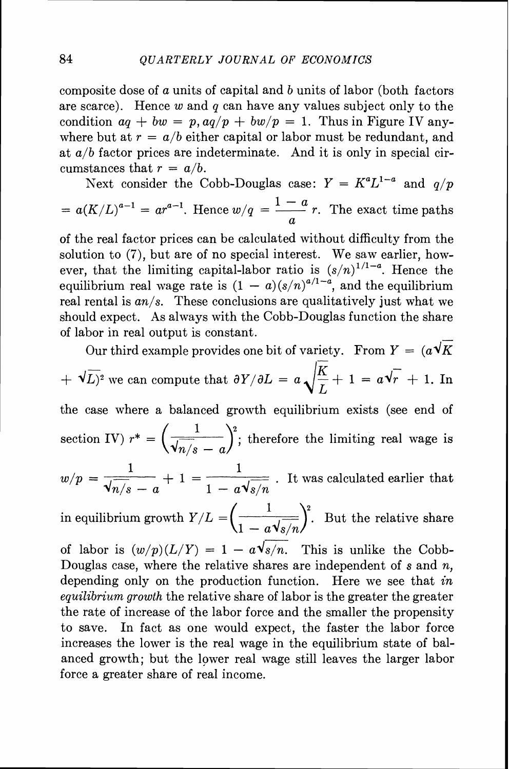composite dose of $a$ units of capital and $b$ units of labor (both factors are scarce). Hence $w$ and $q$ can have any values subject only to the condition $aq + bw = p, aq/p + bw/p = 1$. Thus in Figure IV anywhere but at $r = a/b$ either capital or labor must be redundant, and at $a/b$ factor prices are indeterminate. And it is only in special circumstances that $r = a/b$.

Next consider the Cobb-Douglas case: $Y = K^a L^{1-a}$ and $q/p = a(K/L)^{a-1} = ar^{a-1}$. Hence $w/q = \frac{1-a}{a} r$. The exact time paths of the real factor prices can be calculated without difficulty from the solution to (7), but are of no special interest. We saw earlier, however, that the limiting capital-labor ratio is $(s/n)^{1/1-a}$. Hence the equilibrium real wage rate is $(1-a)(s/n)^{a/1-a}$, and the equilibrium real rental is $an/s$. These conclusions are qualitatively just what we should expect. As always with the Cobb-Douglas function the share of labor in real output is constant.

Our third example provides one bit of variety. From $Y = (a\sqrt{K} + \sqrt{L})^2$ we can compute that $\partial Y/\partial L = a\sqrt{\frac{K}{L}} + 1 = a\sqrt{r} + 1$. In the case where a balanced growth equilibrium exists (see end of section IV) $r^* = \left(\frac{1}{\sqrt{n/s} - a}\right)^2$; therefore the limiting real wage is $w/p = \frac{1}{\sqrt{n/s} - a} + 1 = \frac{1}{1 - a\sqrt{s/n}}$. It was calculated earlier that in equilibrium growth $Y/L = \left(\frac{1}{1 - a\sqrt{s/n}}\right)^2$. But the relative share of labor is $(w/p)(L/Y) = 1 - a\sqrt{s/n}$. This is unlike the Cobb-Douglas case, where the relative shares are independent of $s$ and $n$, depending only on the production function. Here we see that *in equilibrium growth* the relative share of labor is the greater the greater the rate of increase of the labor force and the smaller the propensity to save. In fact as one would expect, the faster the labor force increases the lower is the real wage in the equilibrium state of balanced growth; but the lower real wage still leaves the larger labor force a greater share of real income.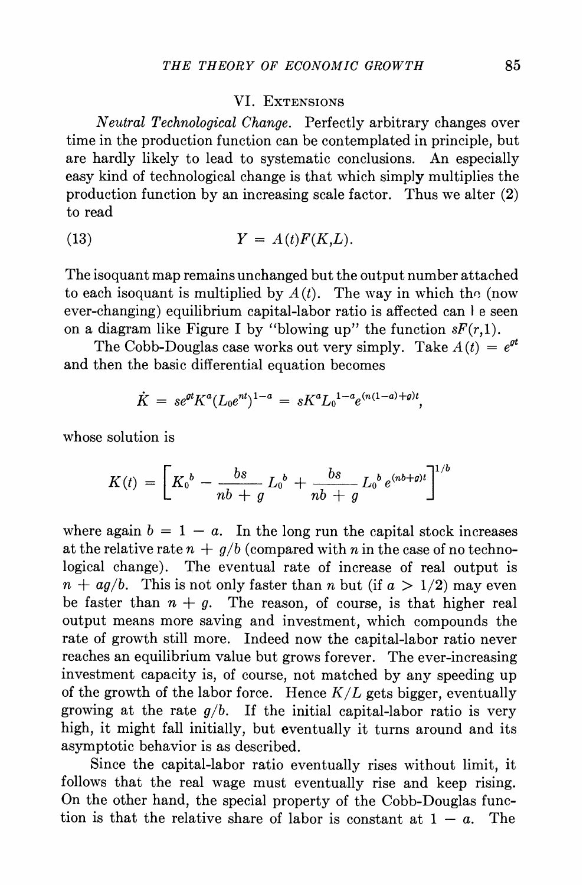## VI. Extensions

*Neutral Technological Change.* Perfectly arbitrary changes over time in the production function can be contemplated in principle, but are hardly likely to lead to systematic conclusions. An especially easy kind of technological change is that which simply multiplies the production function by an increasing scale factor. Thus we alter (2) to read

$$Y = A(t)F(K,L). \tag{13}$$

The isoquant map remains unchanged but the output number attached to each isoquant is multiplied by $A(t)$. The way in which the (now ever-changing) equilibrium capital-labor ratio is affected can be seen on a diagram like Figure I by "blowing up" the function $sF(r,1)$.

The Cobb-Douglas case works out very simply. Take $A(t) = e^{gt}$ and then the basic differential equation becomes

$$\dot{K} = se^{gt}K^a(L_0e^{nt})^{1-a} = sK^aL_0{}^{1-a}e^{(n(1-a)+g)t},$$

whose solution is

$$K(t) = \left[K_0{}^b - \frac{bs}{nb+g}L_0{}^b + \frac{bs}{nb+g}L_0{}^b e^{(nb+g)t}\right]^{1/b}$$

where again $b = 1 - a$. In the long run the capital stock increases at the relative rate $n + g/b$ (compared with $n$ in the case of no technological change). The eventual rate of increase of real output is $n + ag/b$. This is not only faster than $n$ but (if $a > 1/2$) may even be faster than $n + g$. The reason, of course, is that higher real output means more saving and investment, which compounds the rate of growth still more. Indeed now the capital-labor ratio never reaches an equilibrium value but grows forever. The ever-increasing investment capacity is, of course, not matched by any speeding up of the growth of the labor force. Hence $K/L$ gets bigger, eventually growing at the rate $g/b$. If the initial capital-labor ratio is very high, it might fall initially, but eventually it turns around and its asymptotic behavior is as described.

Since the capital-labor ratio eventually rises without limit, it follows that the real wage must eventually rise and keep rising. On the other hand, the special property of the Cobb-Douglas function is that the relative share of labor is constant at $1 - a$. The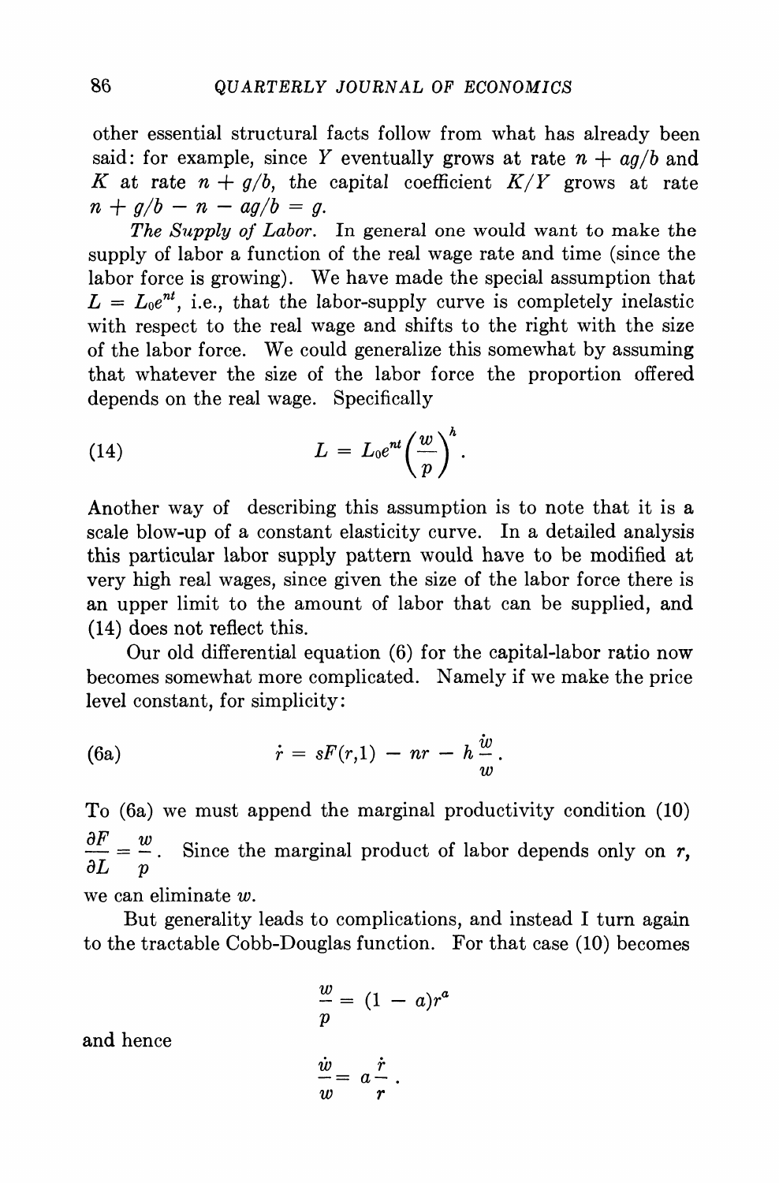other essential structural facts follow from what has already been said: for example, since $Y$ eventually grows at rate $n + ag/b$ and $K$ at rate $n + g/b$, the capital coefficient $K/Y$ grows at rate $n + g/b - n - ag/b = g$.

*The Supply of Labor.* In general one would want to make the supply of labor a function of the real wage rate and time (since the labor force is growing). We have made the special assumption that $L = L_0e^{nt}$, i.e., that the labor-supply curve is completely inelastic with respect to the real wage and shifts to the right with the size of the labor force. We could generalize this somewhat by assuming that whatever the size of the labor force the proportion offered depends on the real wage. Specifically

$$L = L_0 e^{nt}\left(\frac{w}{p}\right)^h. \tag{14}$$

Another way of describing this assumption is to note that it is a scale blow-up of a constant elasticity curve. In a detailed analysis this particular labor supply pattern would have to be modified at very high real wages, since given the size of the labor force there is an upper limit to the amount of labor that can be supplied, and (14) does not reflect this.

Our old differential equation (6) for the capital-labor ratio now becomes somewhat more complicated. Namely if we make the price level constant, for simplicity:

$$\dot{r} = sF(r,1) - nr - h\frac{\dot{w}}{w}. \tag{6a}$$

To (6a) we must append the marginal productivity condition (10) $\frac{\partial F}{\partial L} = \frac{w}{p}$. Since the marginal product of labor depends only on $r$, we can eliminate $w$.

But generality leads to complications, and instead I turn again to the tractable Cobb-Douglas function. For that case (10) becomes

$$\frac{w}{p} = (1 - a)r^a$$

and hence

$$\frac{\dot{w}}{w} = a\frac{\dot{r}}{r}.$$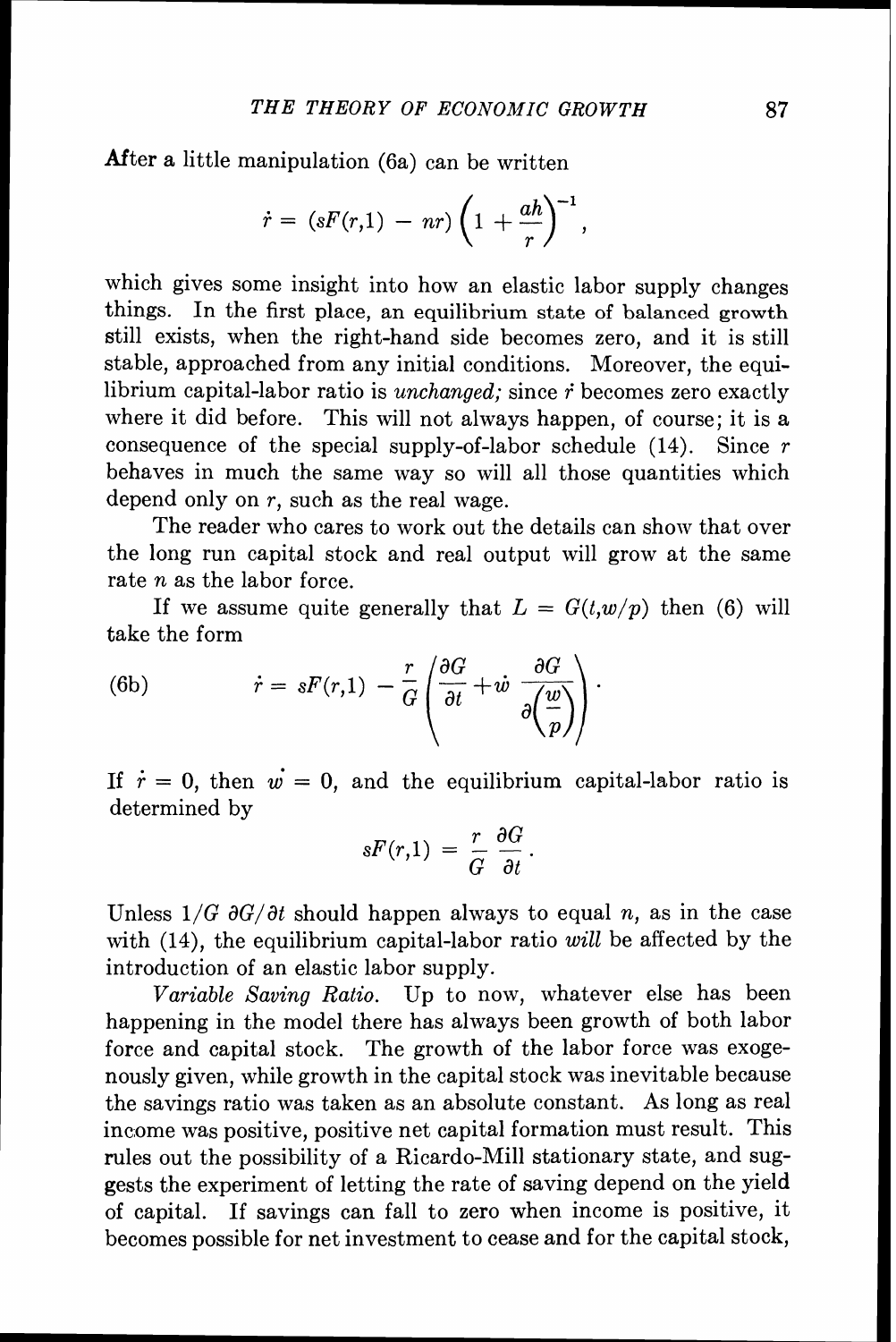After a little manipulation (6a) can be written

$$\dot{r} = (sF(r,1) - nr)\left(1 + \frac{ah}{r}\right)^{-1},$$

which gives some insight into how an elastic labor supply changes things. In the first place, an equilibrium state of balanced growth still exists, when the right-hand side becomes zero, and it is still stable, approached from any initial conditions. Moreover, the equilibrium capital-labor ratio is *unchanged;* since $\dot{r}$ becomes zero exactly where it did before. This will not always happen, of course; it is a consequence of the special supply-of-labor schedule (14). Since $r$ behaves in much the same way so will all those quantities which depend only on $r$, such as the real wage.

The reader who cares to work out the details can show that over the long run capital stock and real output will grow at the same rate $n$ as the labor force.

If we assume quite generally that $L = G(t, w/p)$ then (6) will take the form

$$\dot{r} = sF(r,1) - \frac{r}{G}\left(\frac{\partial G}{\partial t} + \dot{w}\,\frac{\partial G}{\partial\left(\frac{w}{p}\right)}\right). \tag{6b}$$

If $\dot{r} = 0$, then $\dot{w} = 0$, and the equilibrium capital-labor ratio is determined by

$$sF(r,1) = \frac{r}{G}\,\frac{\partial G}{\partial t}.$$

Unless $1/G\ \partial G/\partial t$ should happen always to equal $n$, as in the case with (14), the equilibrium capital-labor ratio *will* be affected by the introduction of an elastic labor supply.

*Variable Saving Ratio.* Up to now, whatever else has been happening in the model there has always been growth of both labor force and capital stock. The growth of the labor force was exogenously given, while growth in the capital stock was inevitable because the savings ratio was taken as an absolute constant. As long as real income was positive, positive net capital formation must result. This rules out the possibility of a Ricardo-Mill stationary state, and suggests the experiment of letting the rate of saving depend on the yield of capital. If savings can fall to zero when income is positive, it becomes possible for net investment to cease and for the capital stock,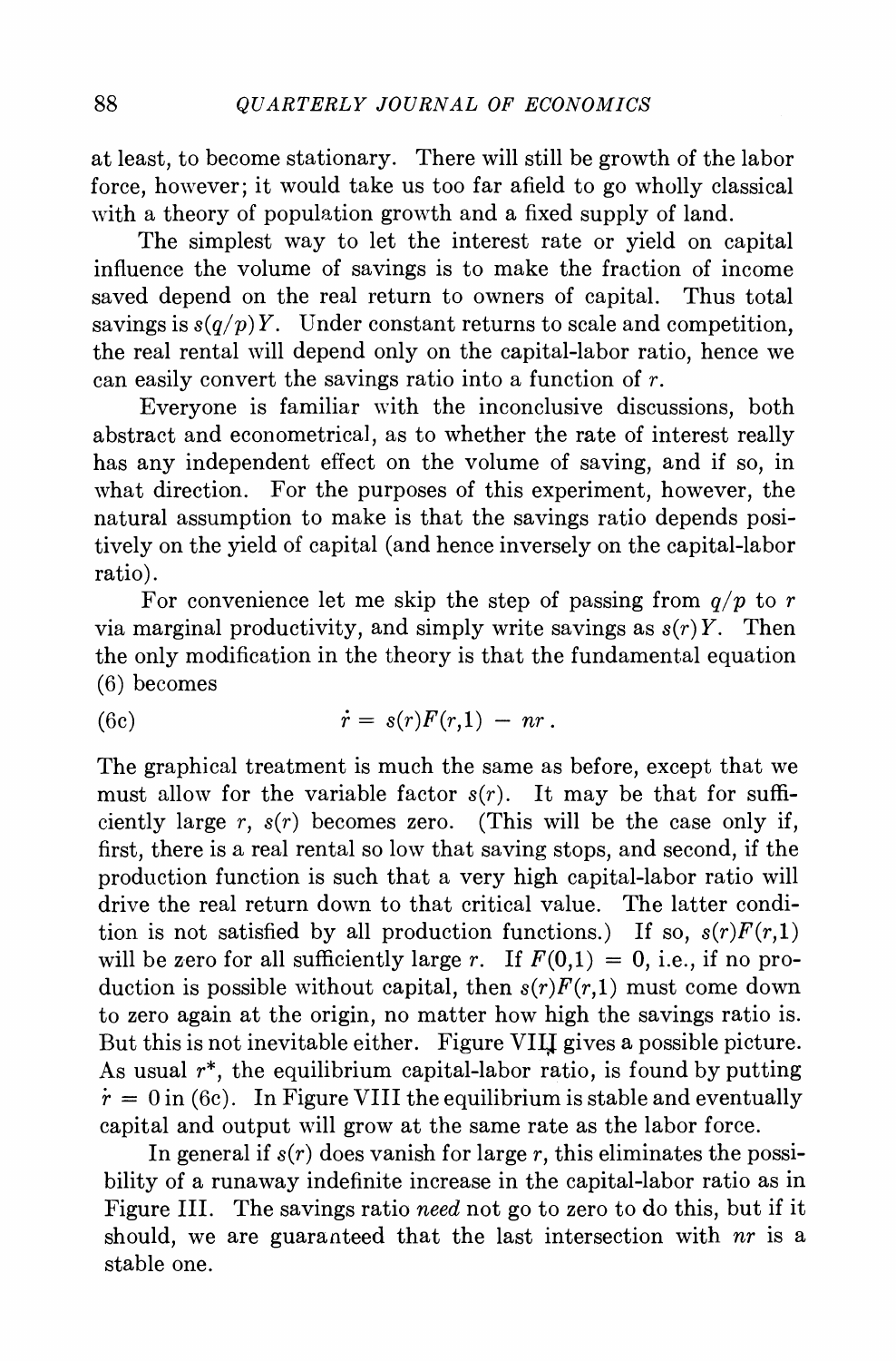at least, to become stationary. There will still be growth of the labor force, however; it would take us too far afield to go wholly classical with a theory of population growth and a fixed supply of land.

The simplest way to let the interest rate or yield on capital influence the volume of savings is to make the fraction of income saved depend on the real return to owners of capital. Thus total savings is $s(q/p)Y$. Under constant returns to scale and competition, the real rental will depend only on the capital-labor ratio, hence we can easily convert the savings ratio into a function of $r$.

Everyone is familiar with the inconclusive discussions, both abstract and econometrical, as to whether the rate of interest really has any independent effect on the volume of saving, and if so, in what direction. For the purposes of this experiment, however, the natural assumption to make is that the savings ratio depends positively on the yield of capital (and hence inversely on the capital-labor ratio).

For convenience let me skip the step of passing from $q/p$ to $r$ via marginal productivity, and simply write savings as $s(r)Y$. Then the only modification in the theory is that the fundamental equation (6) becomes

$$\dot{r} = s(r)F(r,1) - nr. \tag{6c}$$

The graphical treatment is much the same as before, except that we must allow for the variable factor $s(r)$. It may be that for sufficiently large $r$, $s(r)$ becomes zero. (This will be the case only if, first, there is a real rental so low that saving stops, and second, if the production function is such that a very high capital-labor ratio will drive the real return down to that critical value. The latter condition is not satisfied by all production functions.) If so, $s(r)F(r,1)$ will be zero for all sufficiently large $r$. If $F(0,1) = 0$, i.e., if no production is possible without capital, then $s(r)F(r,1)$ must come down to zero again at the origin, no matter how high the savings ratio is. But this is not inevitable either. Figure VIII gives a possible picture. As usual $r^*$, the equilibrium capital-labor ratio, is found by putting $\dot{r} = 0$ in (6c). In Figure VIII the equilibrium is stable and eventually capital and output will grow at the same rate as the labor force.

In general if $s(r)$ does vanish for large $r$, this eliminates the possibility of a runaway indefinite increase in the capital-labor ratio as in Figure III. The savings ratio *need* not go to zero to do this, but if it should, we are guaranteed that the last intersection with $nr$ is a stable one.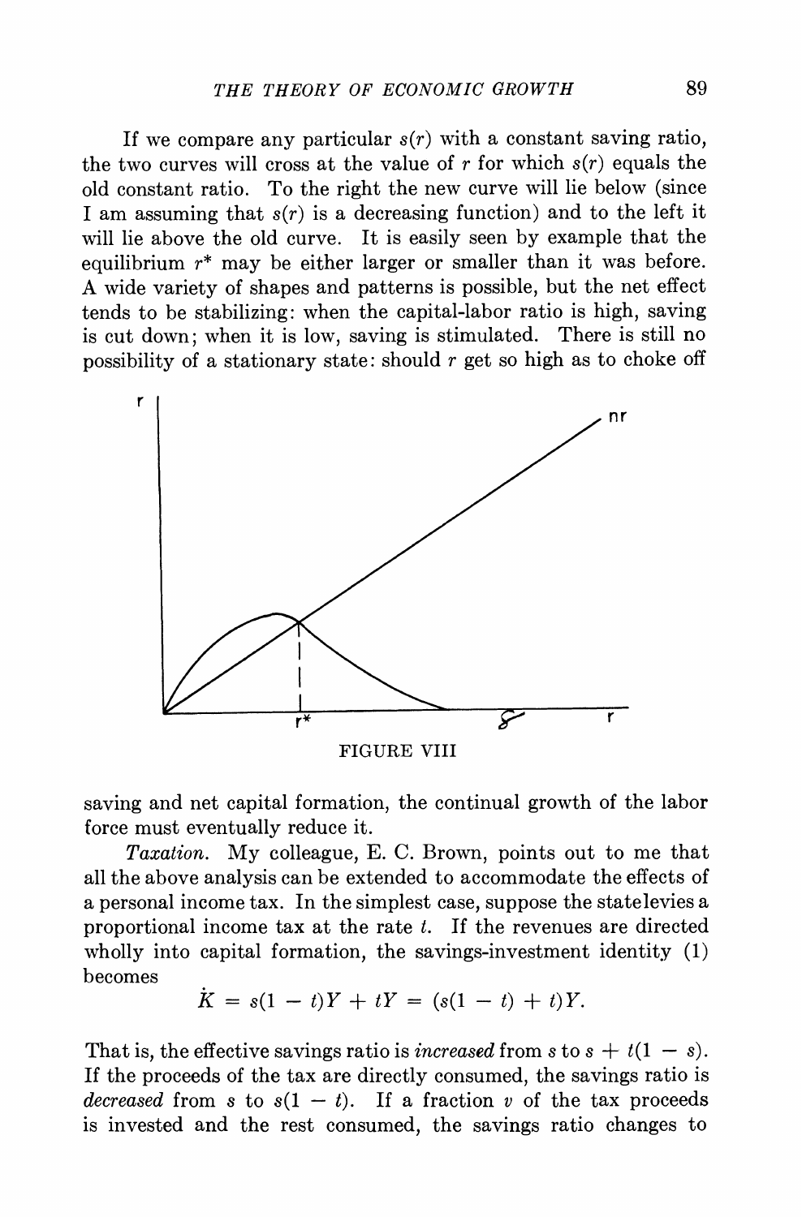If we compare any particular $s(r)$ with a constant saving ratio, the two curves will cross at the value of $r$ for which $s(r)$ equals the old constant ratio. To the right the new curve will lie below (since I am assuming that $s(r)$ is a decreasing function) and to the left it will lie above the old curve. It is easily seen by example that the equilibrium $r^*$ may be either larger or smaller than it was before. A wide variety of shapes and patterns is possible, but the net effect tends to be stabilizing: when the capital-labor ratio is high, saving is cut down; when it is low, saving is stimulated. There is still no possibility of a stationary state: should $r$ get so high as to choke off saving and net capital formation, the continual growth of the labor force must eventually reduce it.

FIGURE VIII

*Taxation.* My colleague, E. C. Brown, points out to me that all the above analysis can be extended to accommodate the effects of a personal income tax. In the simplest case, suppose the state levies a proportional income tax at the rate $t$. If the revenues are directed wholly into capital formation, the savings-investment identity (1) becomes

$$\dot{K} = s(1 - t)Y + tY = (s(1 - t) + t)Y.$$

That is, the effective savings ratio is *increased* from $s$ to $s + t(1 - s)$. If the proceeds of the tax are directly consumed, the savings ratio is *decreased* from $s$ to $s(1 - t)$. If a fraction $v$ of the tax proceeds is invested and the rest consumed, the savings ratio changes to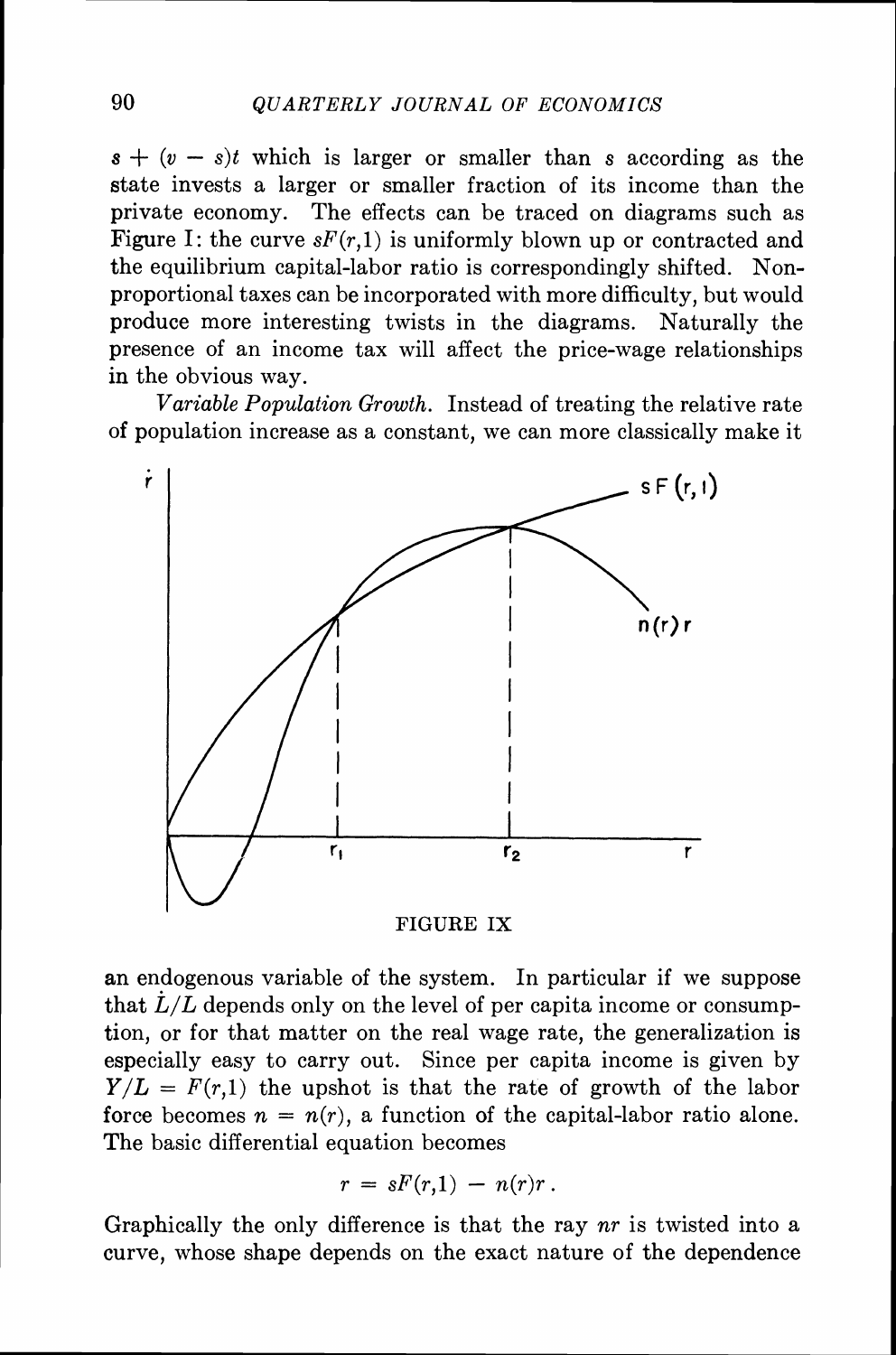$s + (v - s)t$ which is larger or smaller than $s$ according as the state invests a larger or smaller fraction of its income than the private economy. The effects can be traced on diagrams such as Figure I: the curve $sF(r,1)$ is uniformly blown up or contracted and the equilibrium capital-labor ratio is correspondingly shifted. Nonproportional taxes can be incorporated with more difficulty, but would produce more interesting twists in the diagrams. Naturally the presence of an income tax will affect the price-wage relationships in the obvious way.

*Variable Population Growth.* Instead of treating the relative rate of population increase as a constant, we can more classically make it

FIGURE IX

an endogenous variable of the system. In particular if we suppose that $\dot{L}/L$ depends only on the level of per capita income or consumption, or for that matter on the real wage rate, the generalization is especially easy to carry out. Since per capita income is given by $Y/L = F(r,1)$ the upshot is that the rate of growth of the labor force becomes $n = n(r)$, a function of the capital-labor ratio alone. The basic differential equation becomes

$$r = sF(r,1) - n(r)r\,.$$

Graphically the only difference is that the ray $nr$ is twisted into a curve, whose shape depends on the exact nature of the dependence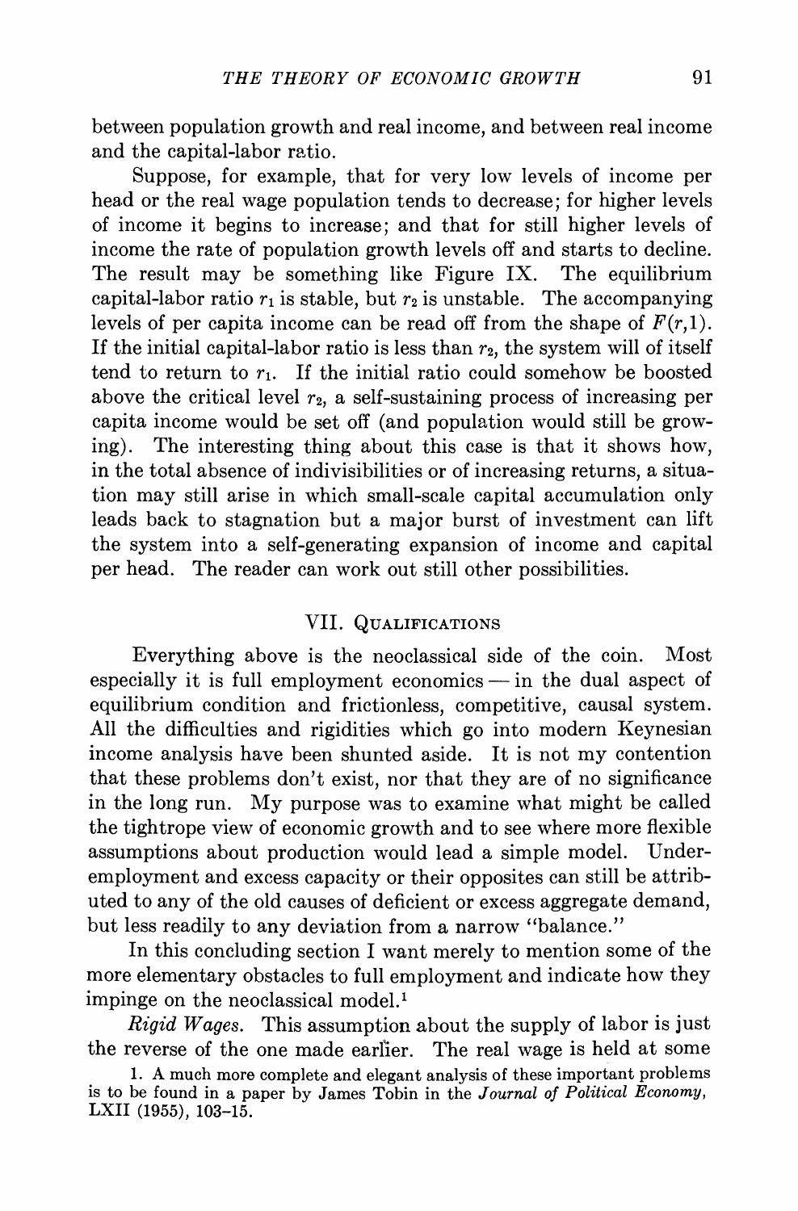between population growth and real income, and between real income and the capital-labor ratio.

Suppose, for example, that for very low levels of income per head or the real wage population tends to decrease; for higher levels of income it begins to increase; and that for still higher levels of income the rate of population growth levels off and starts to decline. The result may be something like Figure IX. The equilibrium capital-labor ratio $r_1$ is stable, but $r_2$ is unstable. The accompanying levels of per capita income can be read off from the shape of $F(r,1)$. If the initial capital-labor ratio is less than $r_2$, the system will of itself tend to return to $r_1$. If the initial ratio could somehow be boosted above the critical level $r_2$, a self-sustaining process of increasing per capita income would be set off (and population would still be growing). The interesting thing about this case is that it shows how, in the total absence of indivisibilities or of increasing returns, a situation may still arise in which small-scale capital accumulation only leads back to stagnation but a major burst of investment can lift the system into a self-generating expansion of income and capital per head. The reader can work out still other possibilities.

## VII. Qualifications

Everything above is the neoclassical side of the coin. Most especially it is full employment economics — in the dual aspect of equilibrium condition and frictionless, competitive, causal system. All the difficulties and rigidities which go into modern Keynesian income analysis have been shunted aside. It is not my contention that these problems don't exist, nor that they are of no significance in the long run. My purpose was to examine what might be called the tightrope view of economic growth and to see where more flexible assumptions about production would lead a simple model. Underemployment and excess capacity or their opposites can still be attributed to any of the old causes of deficient or excess aggregate demand, but less readily to any deviation from a narrow "balance."

In this concluding section I want merely to mention some of the more elementary obstacles to full employment and indicate how they impinge on the neoclassical model.[1]

*Rigid Wages.* This assumption about the supply of labor is just the reverse of the one made earlier. The real wage is held at some

1. A much more complete and elegant analysis of these important problems is to be found in a paper by James Tobin in the *Journal of Political Economy*, LXII (1955), 103–15.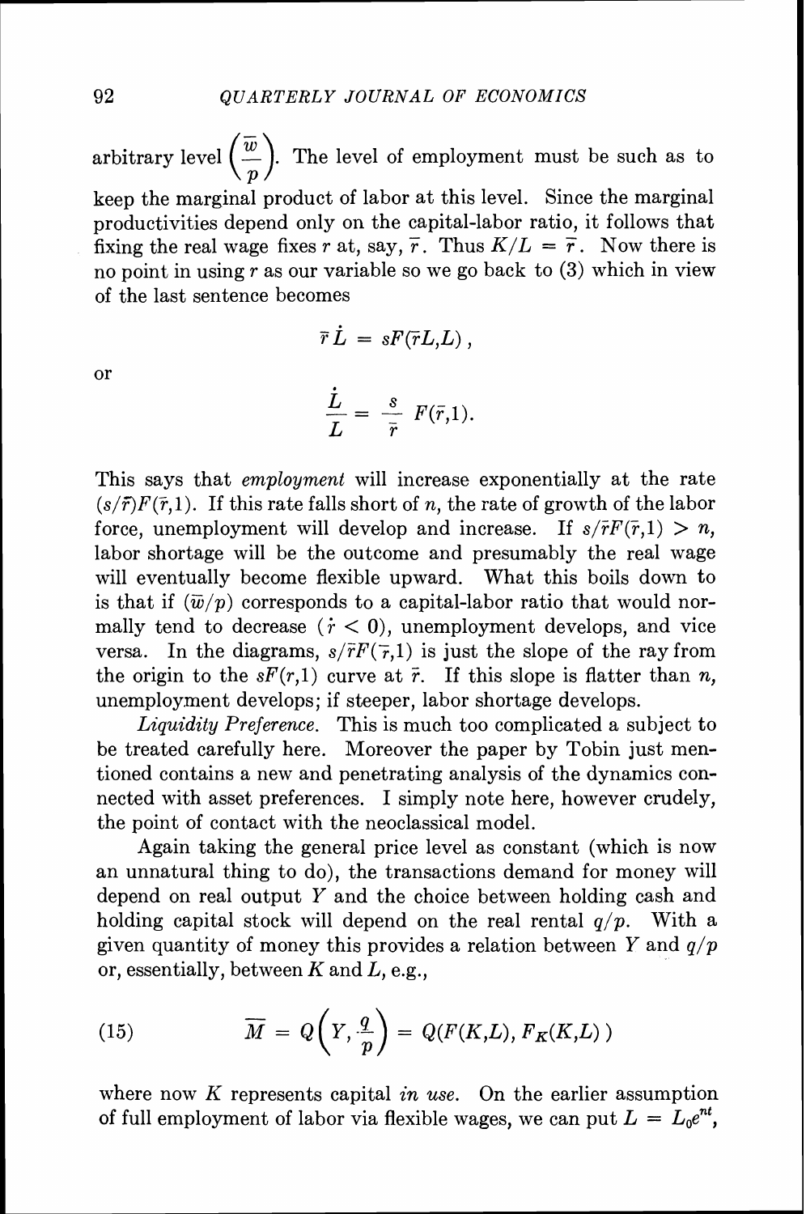arbitrary level $\left(\frac{\overline{w}}{p}\right)$. The level of employment must be such as to keep the marginal product of labor at this level. Since the marginal productivities depend only on the capital-labor ratio, it follows that fixing the real wage fixes $r$ at, say, $\overline{r}$. Thus $K/L = \overline{r}$. Now there is no point in using $r$ as our variable so we go back to (3) which in view of the last sentence becomes

$$\bar{r}\dot{L} = sF(\bar{r}L,L)\,,$$

or

$$\frac{\dot{L}}{L} = \frac{s}{\bar{r}}\,F(\bar{r},1).$$

This says that *employment* will increase exponentially at the rate $(s/\bar{r})F(\bar{r},1)$. If this rate falls short of $n$, the rate of growth of the labor force, unemployment will develop and increase. If $s/\bar{r}F(\bar{r},1) > n$, labor shortage will be the outcome and presumably the real wage will eventually become flexible upward. What this boils down to is that if $(\overline{w}/p)$ corresponds to a capital-labor ratio that would normally tend to decrease ($\dot{r} < 0$), unemployment develops, and vice versa. In the diagrams, $s/\bar{r}F(\bar{r},1)$ is just the slope of the ray from the origin to the $sF(r,1)$ curve at $\bar{r}$. If this slope is flatter than $n$, unemployment develops; if steeper, labor shortage develops.

*Liquidity Preference.* This is much too complicated a subject to be treated carefully here. Moreover the paper by Tobin just mentioned contains a new and penetrating analysis of the dynamics connected with asset preferences. I simply note here, however crudely, the point of contact with the neoclassical model.

Again taking the general price level as constant (which is now an unnatural thing to do), the transactions demand for money will depend on real output $Y$ and the choice between holding cash and holding capital stock will depend on the real rental $q/p$. With a given quantity of money this provides a relation between $Y$ and $q/p$ or, essentially, between $K$ and $L$, e.g.,

$$\overline{M} = Q\left(Y, \frac{q}{p}\right) = Q(F(K,L), F_K(K,L)) \tag{15}$$

where now $K$ represents capital *in use*. On the earlier assumption of full employment of labor via flexible wages, we can put $L = L_0e^{nt}$,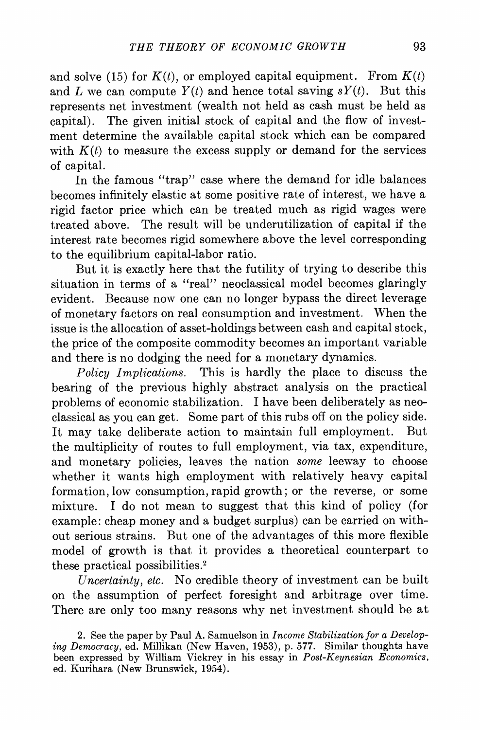and solve (15) for $K(t)$, or employed capital equipment. From $K(t)$ and $L$ we can compute $Y(t)$ and hence total saving $sY(t)$. But this represents net investment (wealth not held as cash must be held as capital). The given initial stock of capital and the flow of investment determine the available capital stock which can be compared with $K(t)$ to measure the excess supply or demand for the services of capital.

In the famous "trap" case where the demand for idle balances becomes infinitely elastic at some positive rate of interest, we have a rigid factor price which can be treated much as rigid wages were treated above. The result will be underutilization of capital if the interest rate becomes rigid somewhere above the level corresponding to the equilibrium capital-labor ratio.

But it is exactly here that the futility of trying to describe this situation in terms of a "real" neoclassical model becomes glaringly evident. Because now one can no longer bypass the direct leverage of monetary factors on real consumption and investment. When the issue is the allocation of asset-holdings between cash and capital stock, the price of the composite commodity becomes an important variable and there is no dodging the need for a monetary dynamics.

*Policy Implications.* This is hardly the place to discuss the bearing of the previous highly abstract analysis on the practical problems of economic stabilization. I have been deliberately as neoclassical as you can get. Some part of this rubs off on the policy side. It may take deliberate action to maintain full employment. But the multiplicity of routes to full employment, via tax, expenditure, and monetary policies, leaves the nation *some* leeway to choose whether it wants high employment with relatively heavy capital formation, low consumption, rapid growth; or the reverse, or some mixture. I do not mean to suggest that this kind of policy (for example: cheap money and a budget surplus) can be carried on without serious strains. But one of the advantages of this more flexible model of growth is that it provides a theoretical counterpart to these practical possibilities.[2]

*Uncertainty, etc.* No credible theory of investment can be built on the assumption of perfect foresight and arbitrage over time. There are only too many reasons why net investment should be at

2. See the paper by Paul A. Samuelson in *Income Stabilization for a Developing Democracy*, ed. Millikan (New Haven, 1953), p. 577. Similar thoughts have been expressed by William Vickrey in his essay in *Post-Keynesian Economics*, ed. Kurihara (New Brunswick, 1954).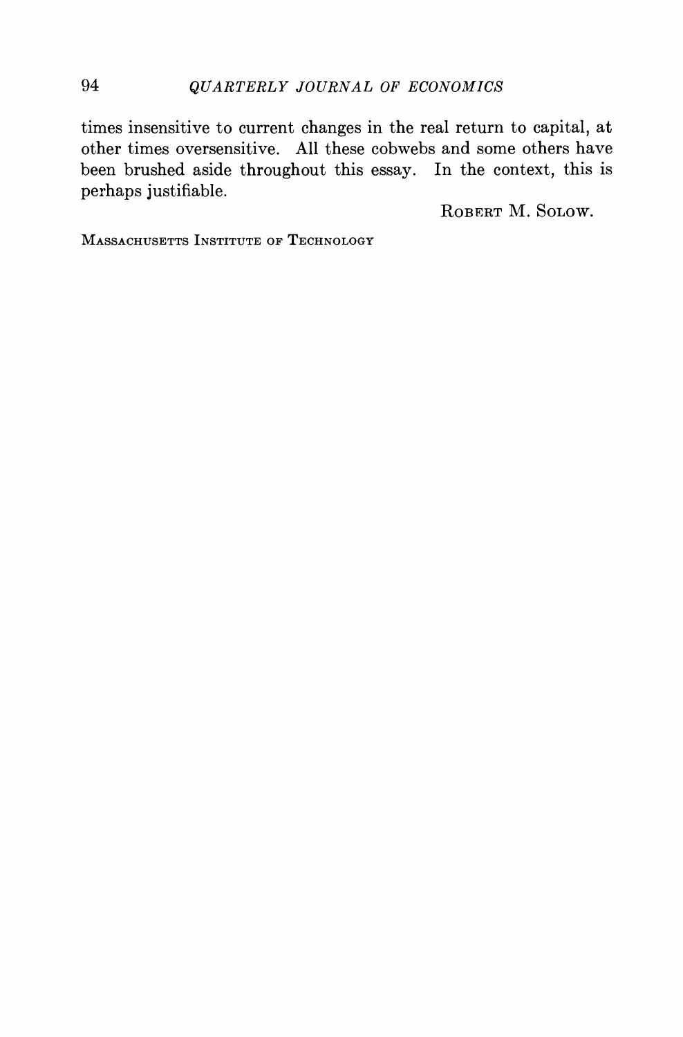times insensitive to current changes in the real return to capital, at other times oversensitive. All these cobwebs and some others have been brushed aside throughout this essay. In the context, this is perhaps justifiable.

ROBERT M. SOLOW.

MASSACHUSETTS INSTITUTE OF TECHNOLOGY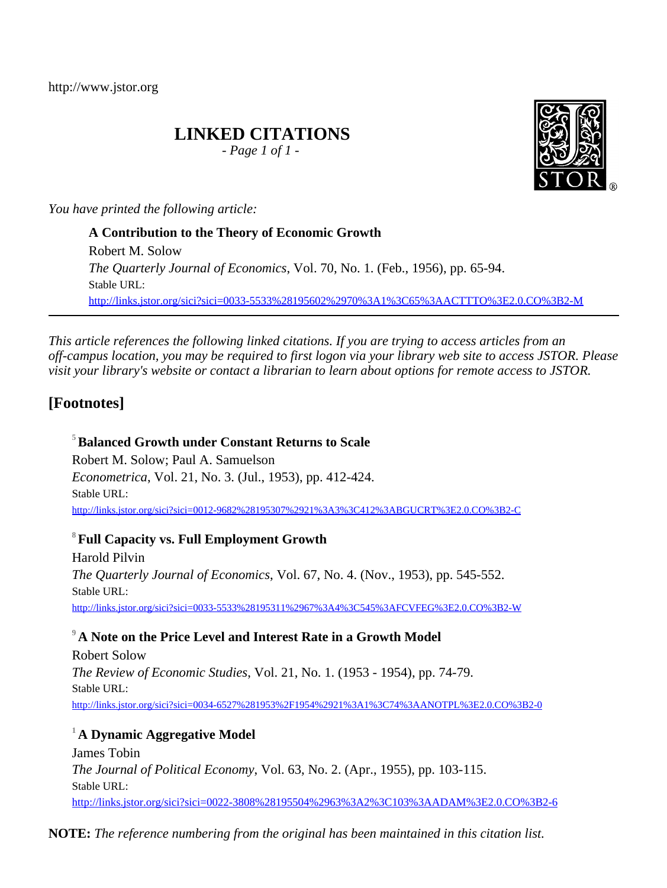http://www.jstor.org

# LINKED CITATIONS

*- Page 1 of 1 -*

*You have printed the following article:*

**A Contribution to the Theory of Economic Growth**
Robert M. Solow
*The Quarterly Journal of Economics*, Vol. 70, No. 1. (Feb., 1956), pp. 65-94.
Stable URL:
http://links.jstor.org/sici?sici=0033-5533%28195602%2970%3A1%3C65%3AACTTTO%3E2.0.CO%3B2-M

---

*This article references the following linked citations. If you are trying to access articles from an off-campus location, you may be required to first logon via your library web site to access JSTOR. Please visit your library's website or contact a librarian to learn about options for remote access to JSTOR.*

## [Footnotes]

[5] **Balanced Growth under Constant Returns to Scale**
Robert M. Solow; Paul A. Samuelson
*Econometrica*, Vol. 21, No. 3. (Jul., 1953), pp. 412-424.
Stable URL:
http://links.jstor.org/sici?sici=0012-9682%28195307%2921%3A3%3C412%3ABGUCRT%3E2.0.CO%3B2-C

[8] **Full Capacity vs. Full Employment Growth**
Harold Pilvin
*The Quarterly Journal of Economics*, Vol. 67, No. 4. (Nov., 1953), pp. 545-552.
Stable URL:
http://links.jstor.org/sici?sici=0033-5533%28195311%2967%3A4%3C545%3AFCVFEG%3E2.0.CO%3B2-W

[9] **A Note on the Price Level and Interest Rate in a Growth Model**
Robert Solow
*The Review of Economic Studies*, Vol. 21, No. 1. (1953 - 1954), pp. 74-79.
Stable URL:
http://links.jstor.org/sici?sici=0034-6527%281953%2F1954%2921%3A1%3C74%3AANOTPL%3E2.0.CO%3B2-0

[1] **A Dynamic Aggregative Model**
James Tobin
*The Journal of Political Economy*, Vol. 63, No. 2. (Apr., 1955), pp. 103-115.
Stable URL:
http://links.jstor.org/sici?sici=0022-3808%28195504%2963%3A2%3C103%3AADAM%3E2.0.CO%3B2-6

**NOTE:** *The reference numbering from the original has been maintained in this citation list.*